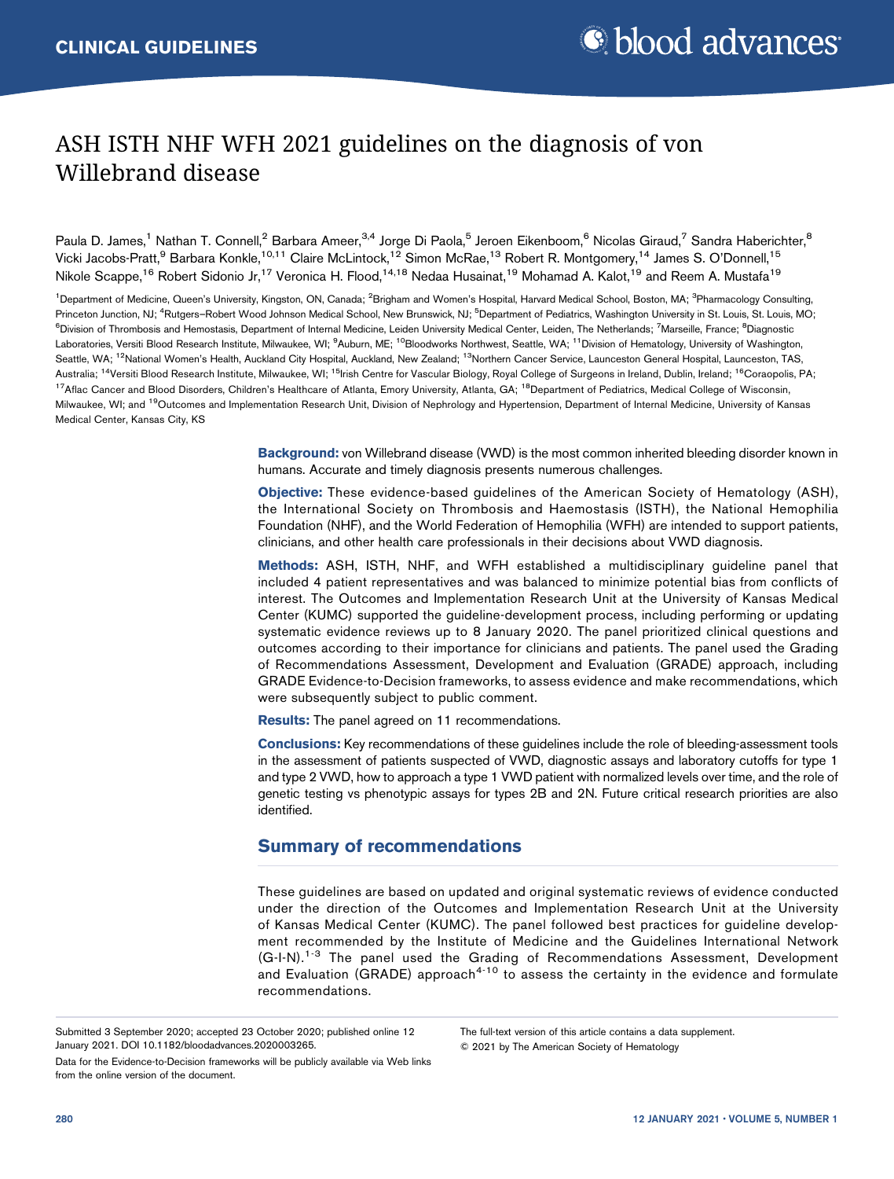CLINICAL GUIDELINES

# ASH ISTH NHF WFH 2021 guidelines on the diagnosis of von Willebrand disease

Paula D. James,[1] Nathan T. Connell,[2] Barbara Ameer,[3,4] Jorge Di Paola,[5] Jeroen Eikenboom,[6] Nicolas Giraud,[7] Sandra Haberichter,[8] Vicki Jacobs-Pratt,[9] Barbara Konkle,[10,11] Claire McLintock,[12] Simon McRae,[13] Robert R. Montgomery,[14] James S. O'Donnell,[15] Nikole Scappe,[16] Robert Sidonio Jr,[17] Veronica H. Flood,[14,18] Nedaa Husainat,[19] Mohamad A. Kalot,[19] and Reem A. Mustafa[19]

[1]Department of Medicine, Queen's University, Kingston, ON, Canada; [2]Brigham and Women's Hospital, Harvard Medical School, Boston, MA; [3]Pharmacology Consulting, Princeton Junction, NJ; [4]Rutgers–Robert Wood Johnson Medical School, New Brunswick, NJ; [5]Department of Pediatrics, Washington University in St. Louis, St. Louis, MO; [6]Division of Thrombosis and Hemostasis, Department of Internal Medicine, Leiden University Medical Center, Leiden, The Netherlands; [7]Marseille, France; [8]Diagnostic Laboratories, Versiti Blood Research Institute, Milwaukee, WI; [9]Auburn, ME; [10]Bloodworks Northwest, Seattle, WA; [11]Division of Hematology, University of Washington, Seattle, WA; [12]National Women's Health, Auckland City Hospital, Auckland, New Zealand; [13]Northern Cancer Service, Launceston General Hospital, Launceston, TAS, Australia; [14]Versiti Blood Research Institute, Milwaukee, WI; [15]Irish Centre for Vascular Biology, Royal College of Surgeons in Ireland, Dublin, Ireland; [16]Coraopolis, PA; [17]Aflac Cancer and Blood Disorders, Children's Healthcare of Atlanta, Emory University, Atlanta, GA; [18]Department of Pediatrics, Medical College of Wisconsin, Milwaukee, WI; and [19]Outcomes and Implementation Research Unit, Division of Nephrology and Hypertension, Department of Internal Medicine, University of Kansas Medical Center, Kansas City, KS

**Background:** von Willebrand disease (VWD) is the most common inherited bleeding disorder known in humans. Accurate and timely diagnosis presents numerous challenges.

**Objective:** These evidence-based guidelines of the American Society of Hematology (ASH), the International Society on Thrombosis and Haemostasis (ISTH), the National Hemophilia Foundation (NHF), and the World Federation of Hemophilia (WFH) are intended to support patients, clinicians, and other health care professionals in their decisions about VWD diagnosis.

**Methods:** ASH, ISTH, NHF, and WFH established a multidisciplinary guideline panel that included 4 patient representatives and was balanced to minimize potential bias from conflicts of interest. The Outcomes and Implementation Research Unit at the University of Kansas Medical Center (KUMC) supported the guideline-development process, including performing or updating systematic evidence reviews up to 8 January 2020. The panel prioritized clinical questions and outcomes according to their importance for clinicians and patients. The panel used the Grading of Recommendations Assessment, Development and Evaluation (GRADE) approach, including GRADE Evidence-to-Decision frameworks, to assess evidence and make recommendations, which were subsequently subject to public comment.

**Results:** The panel agreed on 11 recommendations.

**Conclusions:** Key recommendations of these guidelines include the role of bleeding-assessment tools in the assessment of patients suspected of VWD, diagnostic assays and laboratory cutoffs for type 1 and type 2 VWD, how to approach a type 1 VWD patient with normalized levels over time, and the role of genetic testing vs phenotypic assays for types 2B and 2N. Future critical research priorities are also identified.

## Summary of recommendations

These guidelines are based on updated and original systematic reviews of evidence conducted under the direction of the Outcomes and Implementation Research Unit at the University of Kansas Medical Center (KUMC). The panel followed best practices for guideline development recommended by the Institute of Medicine and the Guidelines International Network (G-I-N).[1-3] The panel used the Grading of Recommendations Assessment, Development and Evaluation (GRADE) approach[4-10] to assess the certainty in the evidence and formulate recommendations.

Submitted 3 September 2020; accepted 23 October 2020; published online 12 January 2021. DOI 10.1182/bloodadvances.2020003265.

Data for the Evidence-to-Decision frameworks will be publicly available via Web links from the online version of the document.

The full-text version of this article contains a data supplement.

© 2021 by The American Society of Hematology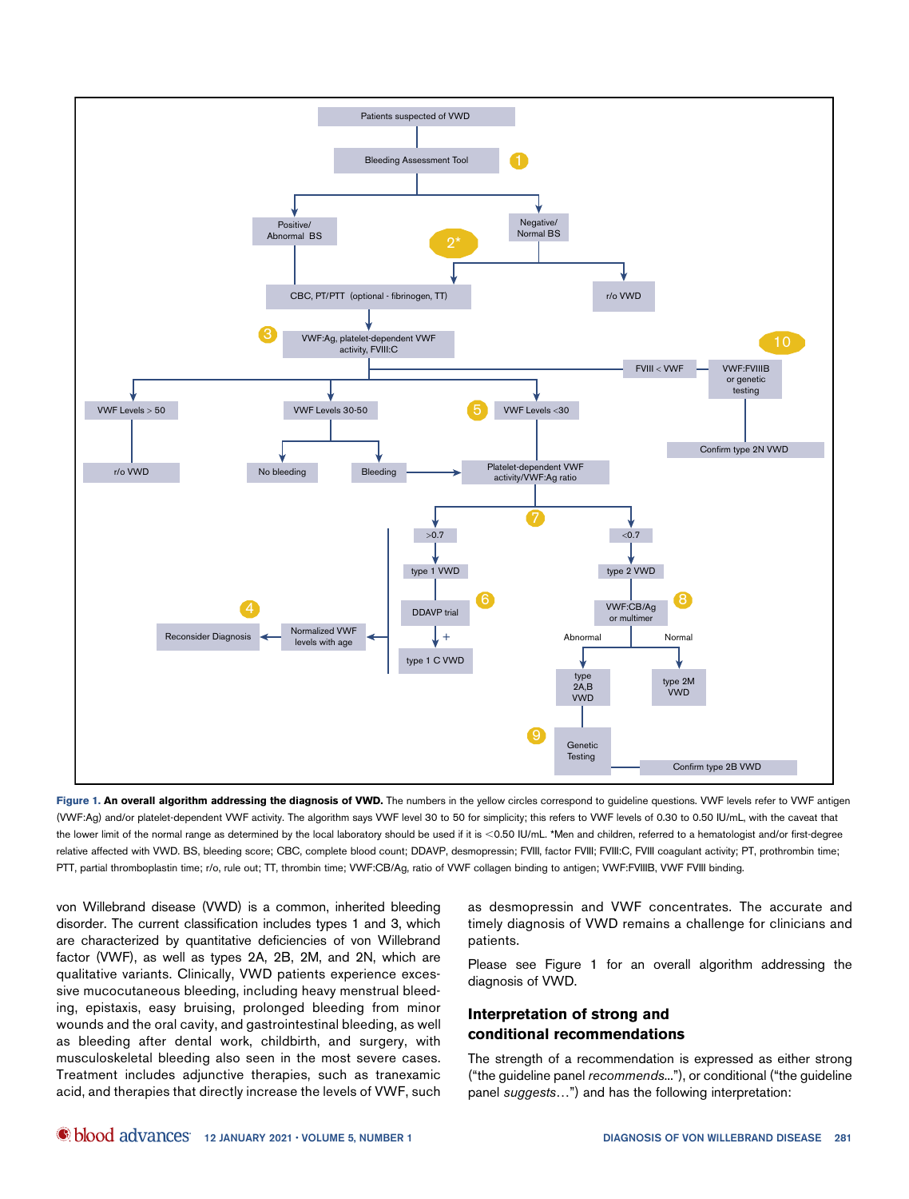**Figure 1. An overall algorithm addressing the diagnosis of VWD.** The numbers in the yellow circles correspond to guideline questions. VWF levels refer to VWF antigen (VWF:Ag) and/or platelet-dependent VWF activity. The algorithm says VWF level 30 to 50 for simplicity; this refers to VWF levels of 0.30 to 0.50 IU/mL, with the caveat that the lower limit of the normal range as determined by the local laboratory should be used if it is <0.50 IU/mL. *Men and children, referred to a hematologist and/or first-degree relative affected with VWD. BS, bleeding score; CBC, complete blood count; DDAVP, desmopressin; FVIII, factor FVIII; FVIII:C, FVIII coagulant activity; PT, prothrombin time; PTT, partial thromboplastin time; r/o, rule out; TT, thrombin time; VWF:CB/Ag, ratio of VWF collagen binding to antigen; VWF:FVIIIB, VWF FVIII binding.

von Willebrand disease (VWD) is a common, inherited bleeding disorder. The current classification includes types 1 and 3, which are characterized by quantitative deficiencies of von Willebrand factor (VWF), as well as types 2A, 2B, 2M, and 2N, which are qualitative variants. Clinically, VWD patients experience excessive mucocutaneous bleeding, including heavy menstrual bleeding, epistaxis, easy bruising, prolonged bleeding from minor wounds and the oral cavity, and gastrointestinal bleeding, as well as bleeding after dental work, childbirth, and surgery, with musculoskeletal bleeding also seen in the most severe cases. Treatment includes adjunctive therapies, such as tranexamic acid, and therapies that directly increase the levels of VWF, such as desmopressin and VWF concentrates. The accurate and timely diagnosis of VWD remains a challenge for clinicians and patients.

Please see Figure 1 for an overall algorithm addressing the diagnosis of VWD.

## Interpretation of strong and conditional recommendations

The strength of a recommendation is expressed as either strong ("the guideline panel *recommends*...") or conditional ("the guideline panel *suggests*...") and has the following interpretation: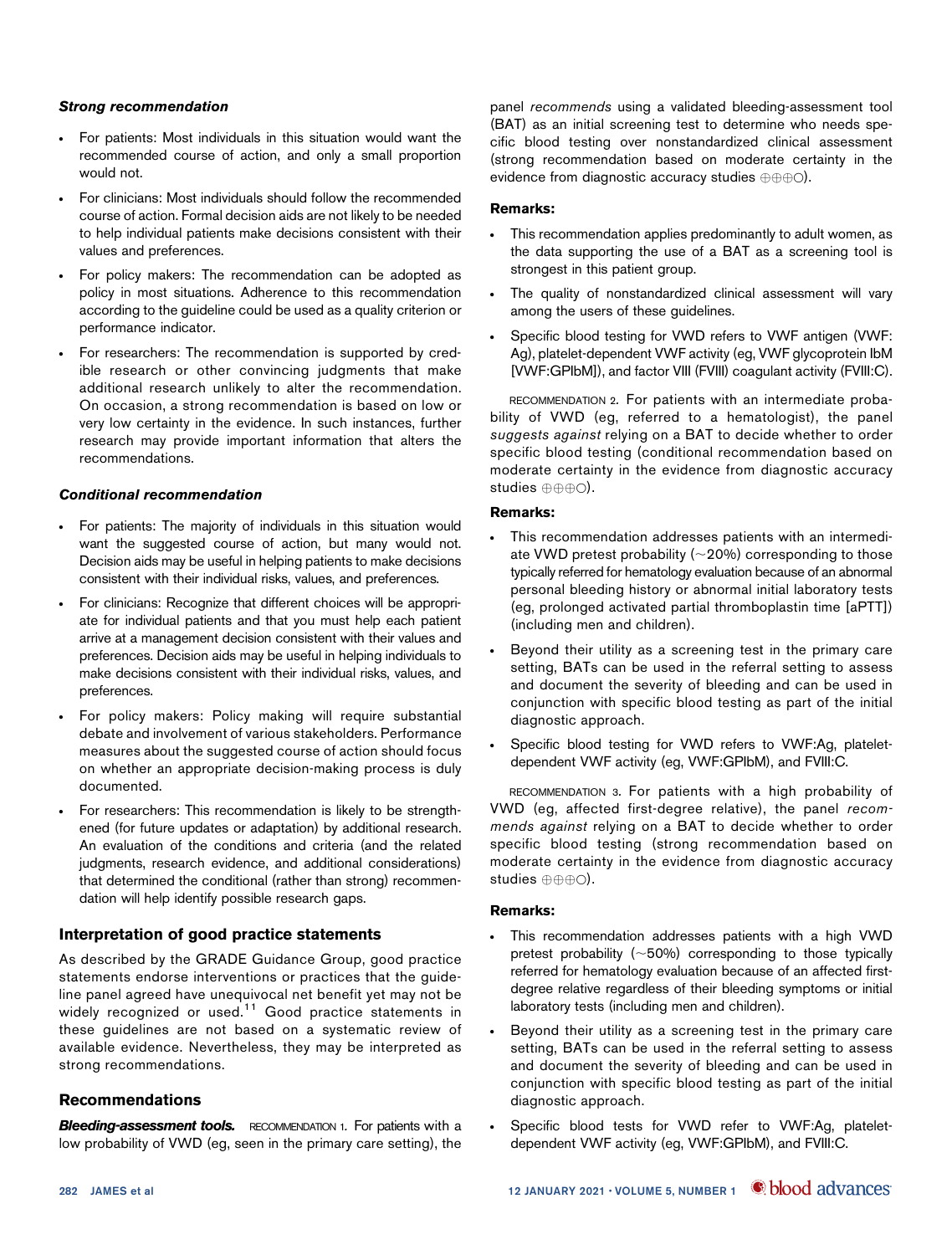### *Strong recommendation*

- For patients: Most individuals in this situation would want the recommended course of action, and only a small proportion would not.
- For clinicians: Most individuals should follow the recommended course of action. Formal decision aids are not likely to be needed to help individual patients make decisions consistent with their values and preferences.
- For policy makers: The recommendation can be adopted as policy in most situations. Adherence to this recommendation according to the guideline could be used as a quality criterion or performance indicator.
- For researchers: The recommendation is supported by credible research or other convincing judgments that make additional research unlikely to alter the recommendation. On occasion, a strong recommendation is based on low or very low certainty in the evidence. In such instances, further research may provide important information that alters the recommendations.

### *Conditional recommendation*

- For patients: The majority of individuals in this situation would want the suggested course of action, but many would not. Decision aids may be useful in helping patients to make decisions consistent with their individual risks, values, and preferences.
- For clinicians: Recognize that different choices will be appropriate for individual patients and that you must help each patient arrive at a management decision consistent with their values and preferences. Decision aids may be useful in helping individuals to make decisions consistent with their individual risks, values, and preferences.
- For policy makers: Policy making will require substantial debate and involvement of various stakeholders. Performance measures about the suggested course of action should focus on whether an appropriate decision-making process is duly documented.
- For researchers: This recommendation is likely to be strengthened (for future updates or adaptation) by additional research. An evaluation of the conditions and criteria (and the related judgments, research evidence, and additional considerations) that determined the conditional (rather than strong) recommendation will help identify possible research gaps.

## Interpretation of good practice statements

As described by the GRADE Guidance Group, good practice statements endorse interventions or practices that the guideline panel agreed have unequivocal net benefit yet may not be widely recognized or used.[11] Good practice statements in these guidelines are not based on a systematic review of available evidence. Nevertheless, they may be interpreted as strong recommendations.

## Recommendations

***Bleeding-assessment tools.*** RECOMMENDATION 1. For patients with a low probability of VWD (eg, seen in the primary care setting), the panel *recommends* using a validated bleeding-assessment tool (BAT) as an initial screening test to determine who needs specific blood testing over nonstandardized clinical assessment (strong recommendation based on moderate certainty in the evidence from diagnostic accuracy studies ⊕⊕⊕◯).

**Remarks:**

- This recommendation applies predominantly to adult women, as the data supporting the use of a BAT as a screening tool is strongest in this patient group.
- The quality of nonstandardized clinical assessment will vary among the users of these guidelines.
- Specific blood testing for VWD refers to VWF antigen (VWF:Ag), platelet-dependent VWF activity (eg, VWF glycoprotein IbM [VWF:GPIbM]), and factor VIII (FVIII) coagulant activity (FVIII:C).

RECOMMENDATION 2. For patients with an intermediate probability of VWD (eg, referred to a hematologist), the panel *suggests against* relying on a BAT to decide whether to order specific blood testing (conditional recommendation based on moderate certainty in the evidence from diagnostic accuracy studies ⊕⊕⊕◯).

**Remarks:**

- This recommendation addresses patients with an intermediate VWD pretest probability (~20%) corresponding to those typically referred for hematology evaluation because of an abnormal personal bleeding history or abnormal initial laboratory tests (eg, prolonged activated partial thromboplastin time [aPTT]) (including men and children).
- Beyond their utility as a screening test in the primary care setting, BATs can be used in the referral setting to assess and document the severity of bleeding and can be used in conjunction with specific blood testing as part of the initial diagnostic approach.
- Specific blood testing for VWD refers to VWF:Ag, platelet-dependent VWF activity (eg, VWF:GPIbM), and FVIII:C.

RECOMMENDATION 3. For patients with a high probability of VWD (eg, affected first-degree relative), the panel *recommends against* relying on a BAT to decide whether to order specific blood testing (strong recommendation based on moderate certainty in the evidence from diagnostic accuracy studies ⊕⊕⊕◯).

**Remarks:**

- This recommendation addresses patients with a high VWD pretest probability (~50%) corresponding to those typically referred for hematology evaluation because of an affected first-degree relative regardless of their bleeding symptoms or initial laboratory tests (including men and children).
- Beyond their utility as a screening test in the primary care setting, BATs can be used in the referral setting to assess and document the severity of bleeding and can be used in conjunction with specific blood testing as part of the initial diagnostic approach.
- Specific blood tests for VWD refer to VWF:Ag, platelet-dependent VWF activity (eg, VWF:GPIbM), and FVIII:C.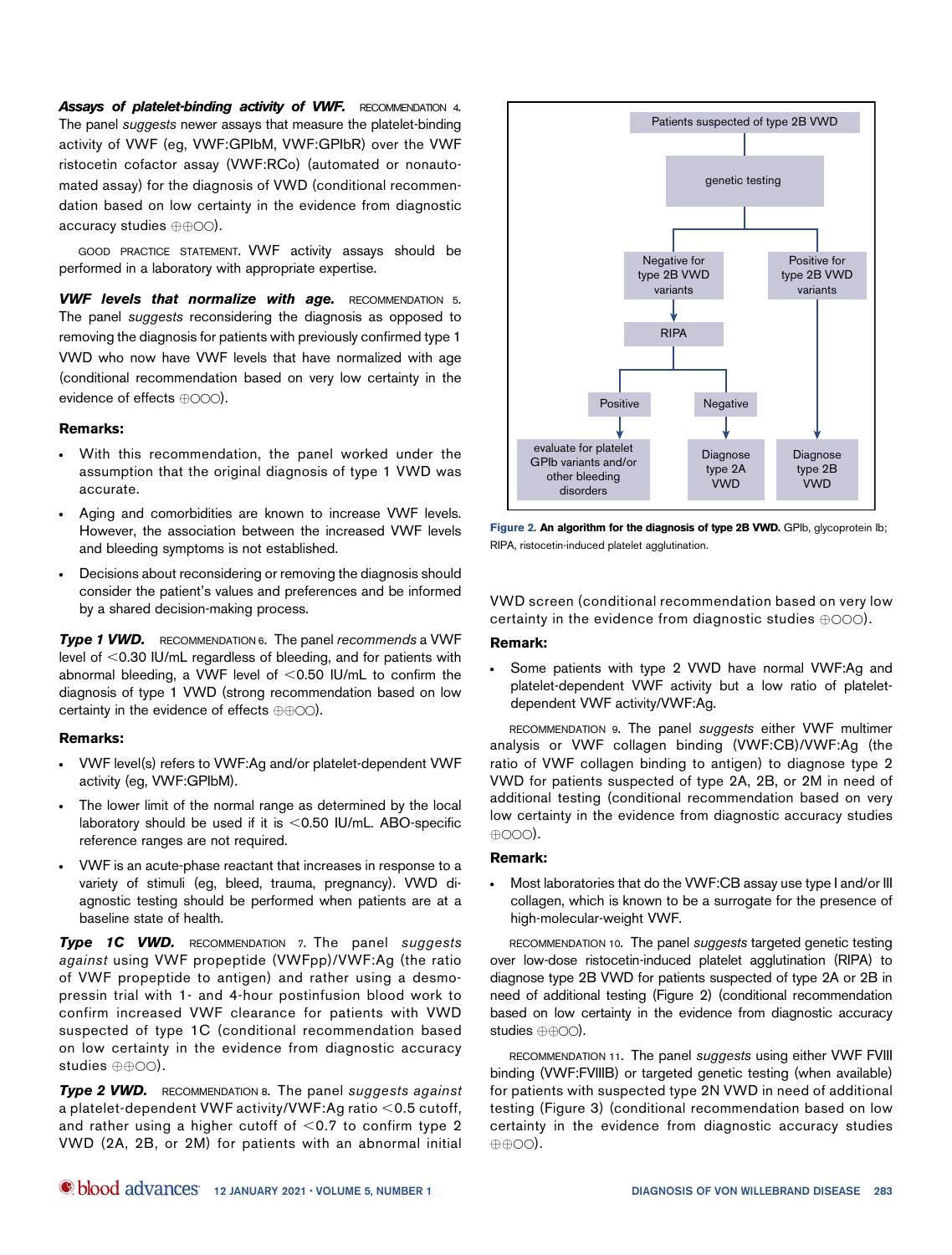***Assays of platelet-binding activity of VWF.*** RECOMMENDATION 4. The panel *suggests* newer assays that measure the platelet-binding activity of VWF (eg, VWF:GPIbM, VWF:GPIbR) over the VWF ristocetin cofactor assay (VWF:RCo) (automated or nonautomated assay) for the diagnosis of VWD (conditional recommendation based on low certainty in the evidence from diagnostic accuracy studies ⊕⊕○○).

GOOD PRACTICE STATEMENT. VWF activity assays should be performed in a laboratory with appropriate expertise.

***VWF levels that normalize with age.*** RECOMMENDATION 5. The panel *suggests* reconsidering the diagnosis as opposed to removing the diagnosis for patients with previously confirmed type 1 VWD who now have VWF levels that have normalized with age (conditional recommendation based on very low certainty in the evidence of effects ⊕○○○).

**Remarks:**

- With this recommendation, the panel worked under the assumption that the original diagnosis of type 1 VWD was accurate.
- Aging and comorbidities are known to increase VWF levels. However, the association between the increased VWF levels and bleeding symptoms is not established.
- Decisions about reconsidering or removing the diagnosis should consider the patient's values and preferences and be informed by a shared decision-making process.

***Type 1 VWD.*** RECOMMENDATION 6. The panel *recommends* a VWF level of <0.30 IU/mL regardless of bleeding, and for patients with abnormal bleeding, a VWF level of <0.50 IU/mL to confirm the diagnosis of type 1 VWD (strong recommendation based on low certainty in the evidence of effects ⊕⊕○○).

**Remarks:**

- VWF level(s) refers to VWF:Ag and/or platelet-dependent VWF activity (eg, VWF:GPIbM).
- The lower limit of the normal range as determined by the local laboratory should be used if it is <0.50 IU/mL. ABO-specific reference ranges are not required.
- VWF is an acute-phase reactant that increases in response to a variety of stimuli (eg, bleed, trauma, pregnancy). VWD diagnostic testing should be performed when patients are at a baseline state of health.

***Type 1C VWD.*** RECOMMENDATION 7. The panel *suggests against* using VWF propeptide (VWFpp)/VWF:Ag (the ratio of VWF propeptide to antigen) and rather using a desmopressin trial with 1- and 4-hour postinfusion blood work to confirm increased VWF clearance for patients with VWD suspected of type 1C (conditional recommendation based on low certainty in the evidence from diagnostic accuracy studies ⊕⊕○○).

***Type 2 VWD.*** RECOMMENDATION 8. The panel *suggests against* a platelet-dependent VWF activity/VWF:Ag ratio <0.5 cutoff, and rather using a higher cutoff of <0.7 to confirm type 2 VWD (2A, 2B, or 2M) for patients with an abnormal initial VWD screen (conditional recommendation based on very low certainty in the evidence from diagnostic studies ⊕○○○).

**Remark:**

- Some patients with type 2 VWD have normal VWF:Ag and platelet-dependent VWF activity but a low ratio of platelet-dependent VWF activity/VWF:Ag.

RECOMMENDATION 9. The panel *suggests* either VWF multimer analysis or VWF collagen binding (VWF:CB)/VWF:Ag (the ratio of VWF collagen binding to antigen) to diagnose type 2 VWD for patients suspected of type 2A, 2B, or 2M in need of additional testing (conditional recommendation based on very low certainty in the evidence from diagnostic accuracy studies ⊕○○○).

**Remark:**

- Most laboratories that do the VWF:CB assay use type I and/or III collagen, which is known to be a surrogate for the presence of high-molecular-weight VWF.

RECOMMENDATION 10. The panel *suggests* targeted genetic testing over low-dose ristocetin-induced platelet agglutination (RIPA) to diagnose type 2B VWD for patients suspected of type 2A or 2B in need of additional testing (Figure 2) (conditional recommendation based on low certainty in the evidence from diagnostic accuracy studies ⊕⊕○○).

RECOMMENDATION 11. The panel *suggests* using either VWF FVIII binding (VWF:FVIIIB) or targeted genetic testing (when available) for patients with suspected type 2N VWD in need of additional testing (Figure 3) (conditional recommendation based on low certainty in the evidence from diagnostic accuracy studies ⊕⊕○○).

Patients suspected of type 2B VWD → genetic testing
- Negative for type 2B VWD variants → RIPA
  - Positive → evaluate for platelet GPIb variants and/or other bleeding disorders
  - Negative → Diagnose type 2A VWD
- Positive for type 2B VWD variants → Diagnose type 2B VWD

**Figure 2. An algorithm for the diagnosis of type 2B VWD.** GPIb, glycoprotein Ib; RIPA, ristocetin-induced platelet agglutination.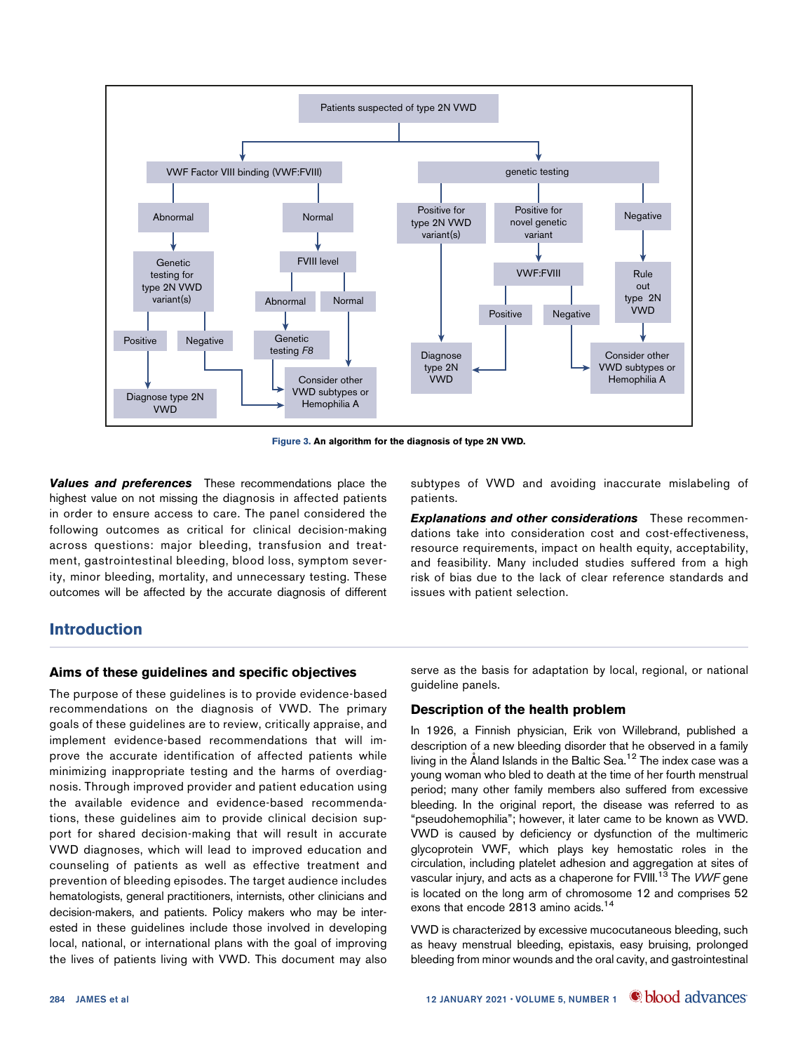Patients suspected of type 2N VWD

VWF Factor VIII binding (VWF:FVIII)

- Abnormal → Genetic testing for type 2N VWD variant(s)
  - Positive → Diagnose type 2N VWD
  - Negative → Consider other VWD subtypes or Hemophilia A
- Normal → FVIII level
  - Abnormal → Genetic testing *F8* → Consider other VWD subtypes or Hemophilia A
  - Normal → Consider other VWD subtypes or Hemophilia A

genetic testing

- Positive for type 2N VWD variant(s) → Diagnose type 2N VWD
- Positive for novel genetic variant → VWF:FVIII
  - Positive → Diagnose type 2N VWD
  - Negative → Consider other VWD subtypes or Hemophilia A
- Negative → Rule out type 2N VWD → Consider other VWD subtypes or Hemophilia A

**Figure 3. An algorithm for the diagnosis of type 2N VWD.**

***Values and preferences*** These recommendations place the highest value on not missing the diagnosis in affected patients in order to ensure access to care. The panel considered the following outcomes as critical for clinical decision-making across questions: major bleeding, transfusion and treatment, gastrointestinal bleeding, blood loss, symptom severity, minor bleeding, mortality, and unnecessary testing. These outcomes will be affected by the accurate diagnosis of different subtypes of VWD and avoiding inaccurate mislabeling of patients.

***Explanations and other considerations*** These recommendations take into consideration cost and cost-effectiveness, resource requirements, impact on health equity, acceptability, and feasibility. Many included studies suffered from a high risk of bias due to the lack of clear reference standards and issues with patient selection.

## Introduction

### Aims of these guidelines and specific objectives

The purpose of these guidelines is to provide evidence-based recommendations on the diagnosis of VWD. The primary goals of these guidelines are to review, critically appraise, and implement evidence-based recommendations that will improve the accurate identification of affected patients while minimizing inappropriate testing and the harms of overdiagnosis. Through improved provider and patient education using the available evidence and evidence-based recommendations, these guidelines aim to provide clinical decision support for shared decision-making that will result in accurate VWD diagnoses, which will lead to improved education and counseling of patients as well as effective treatment and prevention of bleeding episodes. The target audience includes hematologists, general practitioners, internists, other clinicians and decision-makers, and patients. Policy makers who may be interested in these guidelines include those involved in developing local, national, or international plans with the goal of improving the lives of patients living with VWD. This document may also serve as the basis for adaptation by local, regional, or national guideline panels.

### Description of the health problem

In 1926, a Finnish physician, Erik von Willebrand, published a description of a new bleeding disorder that he observed in a family living in the Åland Islands in the Baltic Sea.[12] The index case was a young woman who bled to death at the time of her fourth menstrual period; many other family members also suffered from excessive bleeding. In the original report, the disease was referred to as "pseudohemophilia"; however, it later came to be known as VWD. VWD is caused by deficiency or dysfunction of the multimeric glycoprotein VWF, which plays key hemostatic roles in the circulation, including platelet adhesion and aggregation at sites of vascular injury, and acts as a chaperone for FVIII.[13] The *VWF* gene is located on the long arm of chromosome 12 and comprises 52 exons that encode 2813 amino acids.[14]

VWD is characterized by excessive mucocutaneous bleeding, such as heavy menstrual bleeding, epistaxis, easy bruising, prolonged bleeding from minor wounds and the oral cavity, and gastrointestinal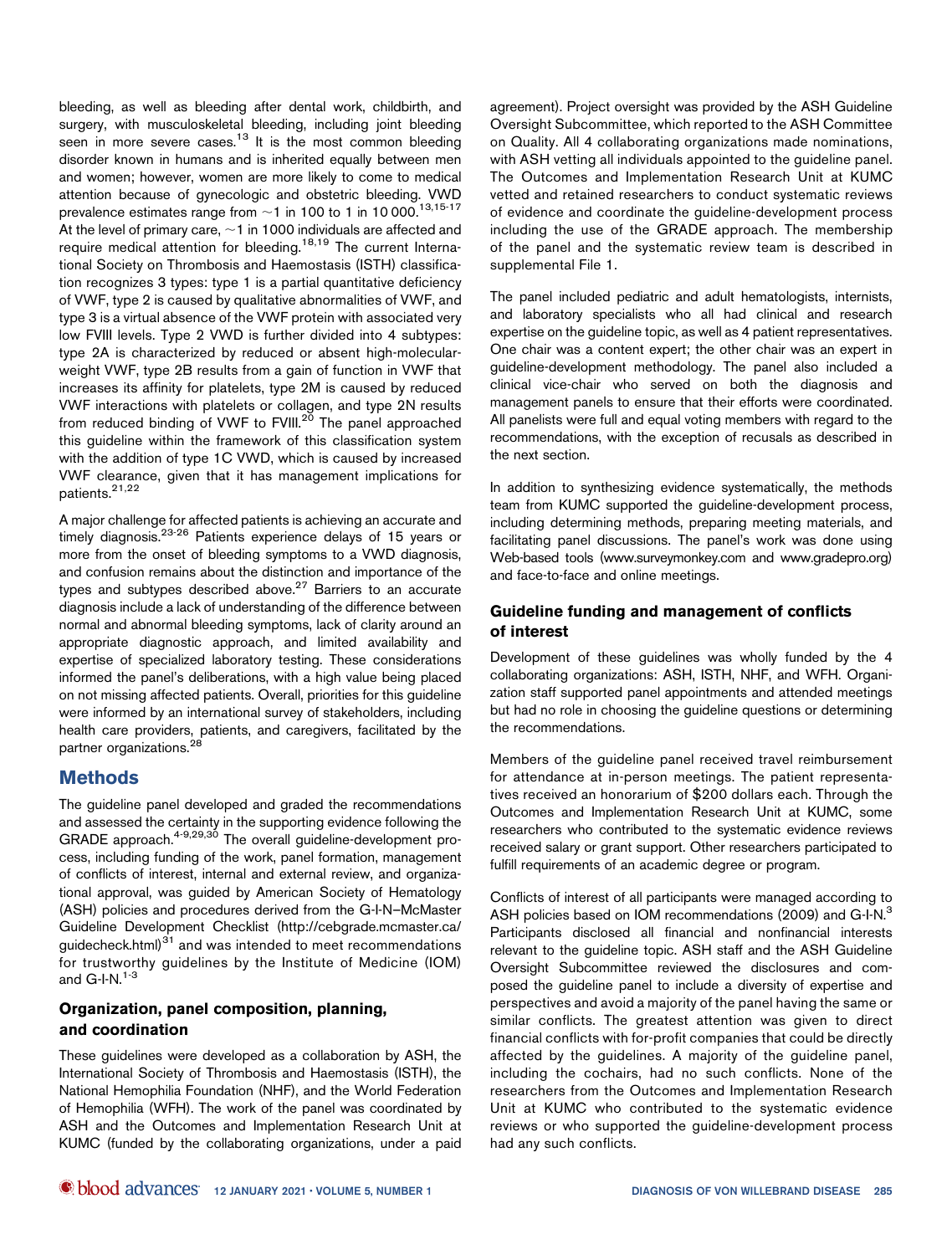bleeding, as well as bleeding after dental work, childbirth, and surgery, with musculoskeletal bleeding, including joint bleeding seen in more severe cases.[13] It is the most common bleeding disorder known in humans and is inherited equally between men and women; however, women are more likely to come to medical attention because of gynecologic and obstetric bleeding. VWD prevalence estimates range from ~1 in 100 to 1 in 10 000.[13,15-17] At the level of primary care, ~1 in 1000 individuals are affected and require medical attention for bleeding.[18,19] The current International Society on Thrombosis and Haemostasis (ISTH) classification recognizes 3 types: type 1 is a partial quantitative deficiency of VWF, type 2 is caused by qualitative abnormalities of VWF, and type 3 is a virtual absence of the VWF protein with associated very low FVIII levels. Type 2 VWD is further divided into 4 subtypes: type 2A is characterized by reduced or absent high-molecular-weight VWF, type 2B results from a gain of function in VWF that increases its affinity for platelets, type 2M is caused by reduced VWF interactions with platelets or collagen, and type 2N results from reduced binding of VWF to FVIII.[20] The panel approached this guideline within the framework of this classification system with the addition of type 1C VWD, which is caused by increased VWF clearance, given that it has management implications for patients.[21,22]

A major challenge for affected patients is achieving an accurate and timely diagnosis.[23-26] Patients experience delays of 15 years or more from the onset of bleeding symptoms to a VWD diagnosis, and confusion remains about the distinction and importance of the types and subtypes described above.[27] Barriers to an accurate diagnosis include a lack of understanding of the difference between normal and abnormal bleeding symptoms, lack of clarity around an appropriate diagnostic approach, and limited availability and expertise of specialized laboratory testing. These considerations informed the panel's deliberations, with a high value being placed on not missing affected patients. Overall, priorities for this guideline were informed by an international survey of stakeholders, including health care providers, patients, and caregivers, facilitated by the partner organizations.[28]

## Methods

The guideline panel developed and graded the recommendations and assessed the certainty in the supporting evidence following the GRADE approach.[4-9,29,30] The overall guideline-development process, including funding of the work, panel formation, management of conflicts of interest, internal and external review, and organizational approval, was guided by American Society of Hematology (ASH) policies and procedures derived from the G-I-N–McMaster Guideline Development Checklist (http://cebgrade.mcmaster.ca/guidecheck.html)[31] and was intended to meet recommendations for trustworthy guidelines by the Institute of Medicine (IOM) and G-I-N.[1-3]

### Organization, panel composition, planning, and coordination

These guidelines were developed as a collaboration by ASH, the International Society of Thrombosis and Haemostasis (ISTH), the National Hemophilia Foundation (NHF), and the World Federation of Hemophilia (WFH). The work of the panel was coordinated by ASH and the Outcomes and Implementation Research Unit at KUMC (funded by the collaborating organizations, under a paid agreement). Project oversight was provided by the ASH Guideline Oversight Subcommittee, which reported to the ASH Committee on Quality. All 4 collaborating organizations made nominations, with ASH vetting all individuals appointed to the guideline panel. The Outcomes and Implementation Research Unit at KUMC vetted and retained researchers to conduct systematic reviews of evidence and coordinate the guideline-development process including the use of the GRADE approach. The membership of the panel and the systematic review team is described in supplemental File 1.

The panel included pediatric and adult hematologists, internists, and laboratory specialists who all had clinical and research expertise on the guideline topic, as well as 4 patient representatives. One chair was a content expert; the other chair was an expert in guideline-development methodology. The panel also included a clinical vice-chair who served on both the diagnosis and management panels to ensure that their efforts were coordinated. All panelists were full and equal voting members with regard to the recommendations, with the exception of recusals as described in the next section.

In addition to synthesizing evidence systematically, the methods team from KUMC supported the guideline-development process, including determining methods, preparing meeting materials, and facilitating panel discussions. The panel's work was done using Web-based tools (www.surveymonkey.com and www.gradepro.org) and face-to-face and online meetings.

### Guideline funding and management of conflicts of interest

Development of these guidelines was wholly funded by the 4 collaborating organizations: ASH, ISTH, NHF, and WFH. Organization staff supported panel appointments and attended meetings but had no role in choosing the guideline questions or determining the recommendations.

Members of the guideline panel received travel reimbursement for attendance at in-person meetings. The patient representatives received an honorarium of $200 dollars each. Through the Outcomes and Implementation Research Unit at KUMC, some researchers who contributed to the systematic evidence reviews received salary or grant support. Other researchers participated to fulfill requirements of an academic degree or program.

Conflicts of interest of all participants were managed according to ASH policies based on IOM recommendations (2009) and G-I-N.[3] Participants disclosed all financial and nonfinancial interests relevant to the guideline topic. ASH staff and the ASH Guideline Oversight Subcommittee reviewed the disclosures and composed the guideline panel to include a diversity of expertise and perspectives and avoid a majority of the panel having the same or similar conflicts. The greatest attention was given to direct financial conflicts with for-profit companies that could be directly affected by the guidelines. A majority of the guideline panel, including the cochairs, had no such conflicts. None of the researchers from the Outcomes and Implementation Research Unit at KUMC who contributed to the systematic evidence reviews or who supported the guideline-development process had any such conflicts.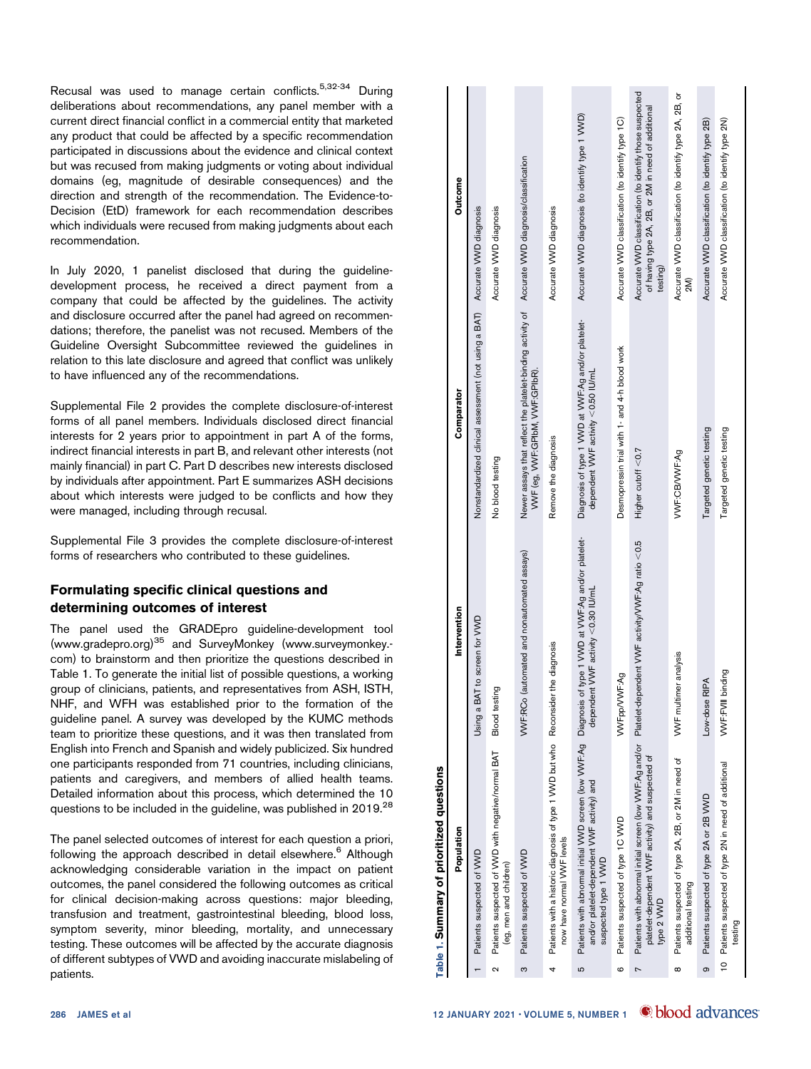Recusal was used to manage certain conflicts.[5,32-34] During deliberations about recommendations, any panel member with a current direct financial conflict in a commercial entity that marketed any product that could be affected by a specific recommendation participated in discussions about the evidence and clinical context but was recused from making judgments or voting about individual domains (eg, magnitude of desirable consequences) and the direction and strength of the recommendation. The Evidence-to-Decision (EtD) framework for each recommendation describes which individuals were recused from making judgments about each recommendation.

In July 2020, 1 panelist disclosed that during the guideline-development process, he received a direct payment from a company that could be affected by the guidelines. The activity and disclosure occurred after the panel had agreed on recommendations; therefore, the panelist was not recused. Members of the Guideline Oversight Subcommittee reviewed the guidelines in relation to this late disclosure and agreed that conflict was unlikely to have influenced any of the recommendations.

Supplemental File 2 provides the complete disclosure-of-interest forms of all panel members. Individuals disclosed direct financial interests for 2 years prior to appointment in part A of the forms, indirect financial interests in part B, and relevant other interests (not mainly financial) in part C. Part D describes new interests disclosed by individuals after appointment. Part E summarizes ASH decisions about which interests were judged to be conflicts and how they were managed, including through recusal.

Supplemental File 3 provides the complete disclosure-of-interest forms of researchers who contributed to these guidelines.

## Formulating specific clinical questions and determining outcomes of interest

The panel used the GRADEpro guideline-development tool (www.gradepro.org)[35] and SurveyMonkey (www.surveymonkey.com) to brainstorm and then prioritize the questions described in Table 1. To generate the initial list of possible questions, a working group of clinicians, patients, and representatives from ASH, ISTH, NHF, and WFH was established prior to the formation of the guideline panel. A survey was developed by the KUMC methods team to prioritize these questions, and it was then translated from English into French and Spanish and widely publicized. Six hundred one participants responded from 71 countries, including clinicians, patients and caregivers, and members of allied health teams. Detailed information about this process, which determined the 10 questions to be included in the guideline, was published in 2019.[28]

The panel selected outcomes of interest for each question a priori, following the approach described in detail elsewhere.[6] Although acknowledging considerable variation in the impact on patient outcomes, the panel considered the following outcomes as critical for clinical decision-making across questions: major bleeding, transfusion and treatment, gastrointestinal bleeding, blood loss, symptom severity, minor bleeding, mortality, and unnecessary testing. These outcomes will be affected by the accurate diagnosis of different subtypes of VWD and avoiding inaccurate mislabeling of patients.

**Table 1. Summary of prioritized questions**

| | Population | Intervention | Comparator | Outcome |
|---|---|---|---|---|
| 1 | Patients suspected of VWD | Using a BAT to screen for VWD | Nonstandardized clinical assessment (not using a BAT) | Accurate VWD diagnosis |
| 2 | Patients suspected of VWD with negative/normal BAT (eg, men and children) | Blood testing | No blood testing | Accurate VWD diagnosis |
| 3 | Patients suspected of VWD | VWF:RCo (automated and nonautomated assays) | Newer assays that reflect the platelet-binding activity of VWF (eg, VWF:GPIbM, VWF:GPIbR). | Accurate VWD diagnosis/classification |
| 4 | Patients with a historic diagnosis of type 1 VWD but who now have normal VWF levels | Reconsider the diagnosis | Remove the diagnosis | Accurate VWD diagnosis |
| 5 | Patients with abnormal initial VWD screen (low VWF:Ag and/or platelet-dependent VWF activity) and suspected type 1 VWD | Diagnosis of type 1 VWD at VWF:Ag and/or platelet-dependent VWF activity <0.30 IU/mL | Diagnosis of type 1 VWD at VWF:Ag and/or platelet-dependent VWF activity <0.50 IU/mL | Accurate VWD diagnosis (to identify type 1 VWD) |
| 6 | Patients suspected of type 1C VWD | VWFpp/VWF:Ag | Desmopressin trial with 1- and 4-h blood work | Accurate VWD classification (to identify type 1C) |
| 7 | Patients with abnormal initial screen (low VWF:Ag and/or platelet-dependent VWF activity) and suspected of type 2 VWD | Platelet-dependent VWF activity/VWF:Ag ratio <0.5 | Higher cutoff <0.7 | Accurate VWD classification (to identify those suspected of having type 2A, 2B, or 2M in need of additional testing) |
| 8 | Patients suspected of type 2A, 2B, or 2M in need of additional testing | VWF multimer analysis | VWF:CB/VWF:Ag | Accurate VWD classification (to identify type 2A, 2B, or 2M) |
| 9 | Patients suspected of type 2A or 2B VWD | Low-dose RIPA | Targeted genetic testing | Accurate VWD classification (to identify type 2B) |
| 10 | Patients suspected of type 2N in need of additional testing | VWF:FVIII binding | Targeted genetic testing | Accurate VWD classification (to identify type 2N) |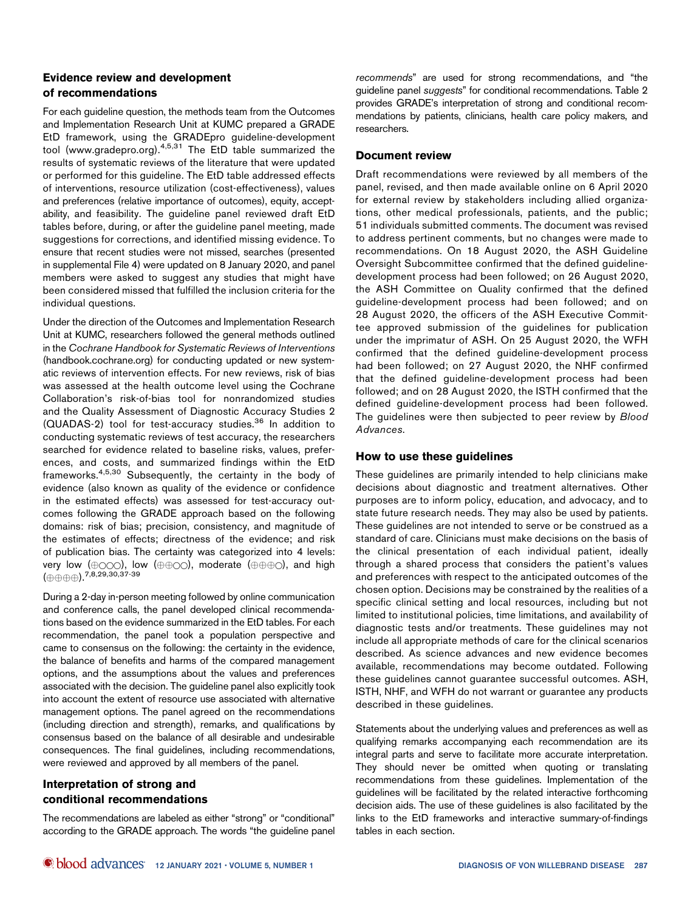## Evidence review and development of recommendations

For each guideline question, the methods team from the Outcomes and Implementation Research Unit at KUMC prepared a GRADE EtD framework, using the GRADEpro guideline-development tool (www.gradepro.org).[4,5,31] The EtD table summarized the results of systematic reviews of the literature that were updated or performed for this guideline. The EtD table addressed effects of interventions, resource utilization (cost-effectiveness), values and preferences (relative importance of outcomes), equity, acceptability, and feasibility. The guideline panel reviewed draft EtD tables before, during, or after the guideline panel meeting, made suggestions for corrections, and identified missing evidence. To ensure that recent studies were not missed, searches (presented in supplemental File 4) were updated on 8 January 2020, and panel members were asked to suggest any studies that might have been considered missed that fulfilled the inclusion criteria for the individual questions.

Under the direction of the Outcomes and Implementation Research Unit at KUMC, researchers followed the general methods outlined in the *Cochrane Handbook for Systematic Reviews of Interventions* (handbook.cochrane.org) for conducting updated or new systematic reviews of intervention effects. For new reviews, risk of bias was assessed at the health outcome level using the Cochrane Collaboration's risk-of-bias tool for nonrandomized studies and the Quality Assessment of Diagnostic Accuracy Studies 2 (QUADAS-2) tool for test-accuracy studies.[36] In addition to conducting systematic reviews of test accuracy, the researchers searched for evidence related to baseline risks, values, preferences, and costs, and summarized findings within the EtD frameworks.[4,5,30] Subsequently, the certainty in the body of evidence (also known as quality of the evidence or confidence in the estimated effects) was assessed for test-accuracy outcomes following the GRADE approach based on the following domains: risk of bias; precision, consistency, and magnitude of the estimates of effects; directness of the evidence; and risk of publication bias. The certainty was categorized into 4 levels: very low (⊕○○○), low (⊕⊕○○), moderate (⊕⊕⊕○), and high (⊕⊕⊕⊕).[7,8,29,30,37-39]

During a 2-day in-person meeting followed by online communication and conference calls, the panel developed clinical recommendations based on the evidence summarized in the EtD tables. For each recommendation, the panel took a population perspective and came to consensus on the following: the certainty in the evidence, the balance of benefits and harms of the compared management options, and the assumptions about the values and preferences associated with the decision. The guideline panel also explicitly took into account the extent of resource use associated with alternative management options. The panel agreed on the recommendations (including direction and strength), remarks, and qualifications by consensus based on the balance of all desirable and undesirable consequences. The final guidelines, including recommendations, were reviewed and approved by all members of the panel.

## Interpretation of strong and conditional recommendations

The recommendations are labeled as either "strong" or "conditional" according to the GRADE approach. The words "the guideline panel *recommends*" are used for strong recommendations, and "the guideline panel *suggests*" for conditional recommendations. Table 2 provides GRADE's interpretation of strong and conditional recommendations by patients, clinicians, health care policy makers, and researchers.

## Document review

Draft recommendations were reviewed by all members of the panel, revised, and then made available online on 6 April 2020 for external review by stakeholders including allied organizations, other medical professionals, patients, and the public; 51 individuals submitted comments. The document was revised to address pertinent comments, but no changes were made to recommendations. On 18 August 2020, the ASH Guideline Oversight Subcommittee confirmed that the defined guideline-development process had been followed; on 26 August 2020, the ASH Committee on Quality confirmed that the defined guideline-development process had been followed; and on 28 August 2020, the officers of the ASH Executive Committee approved submission of the guidelines for publication under the imprimatur of ASH. On 25 August 2020, the WFH confirmed that the defined guideline-development process had been followed; on 27 August 2020, the NHF confirmed that the defined guideline-development process had been followed; and on 28 August 2020, the ISTH confirmed that the defined guideline-development process had been followed. The guidelines were then subjected to peer review by *Blood Advances*.

## How to use these guidelines

These guidelines are primarily intended to help clinicians make decisions about diagnostic and treatment alternatives. Other purposes are to inform policy, education, and advocacy, and to state future research needs. They may also be used by patients. These guidelines are not intended to serve or be construed as a standard of care. Clinicians must make decisions on the basis of the clinical presentation of each individual patient, ideally through a shared process that considers the patient's values and preferences with respect to the anticipated outcomes of the chosen option. Decisions may be constrained by the realities of a specific clinical setting and local resources, including but not limited to institutional policies, time limitations, and availability of diagnostic tests and/or treatments. These guidelines may not include all appropriate methods of care for the clinical scenarios described. As science advances and new evidence becomes available, recommendations may become outdated. Following these guidelines cannot guarantee successful outcomes. ASH, ISTH, NHF, and WFH do not warrant or guarantee any products described in these guidelines.

Statements about the underlying values and preferences as well as qualifying remarks accompanying each recommendation are its integral parts and serve to facilitate more accurate interpretation. They should never be omitted when quoting or translating recommendations from these guidelines. Implementation of the guidelines will be facilitated by the related interactive forthcoming decision aids. The use of these guidelines is also facilitated by the links to the EtD frameworks and interactive summary-of-findings tables in each section.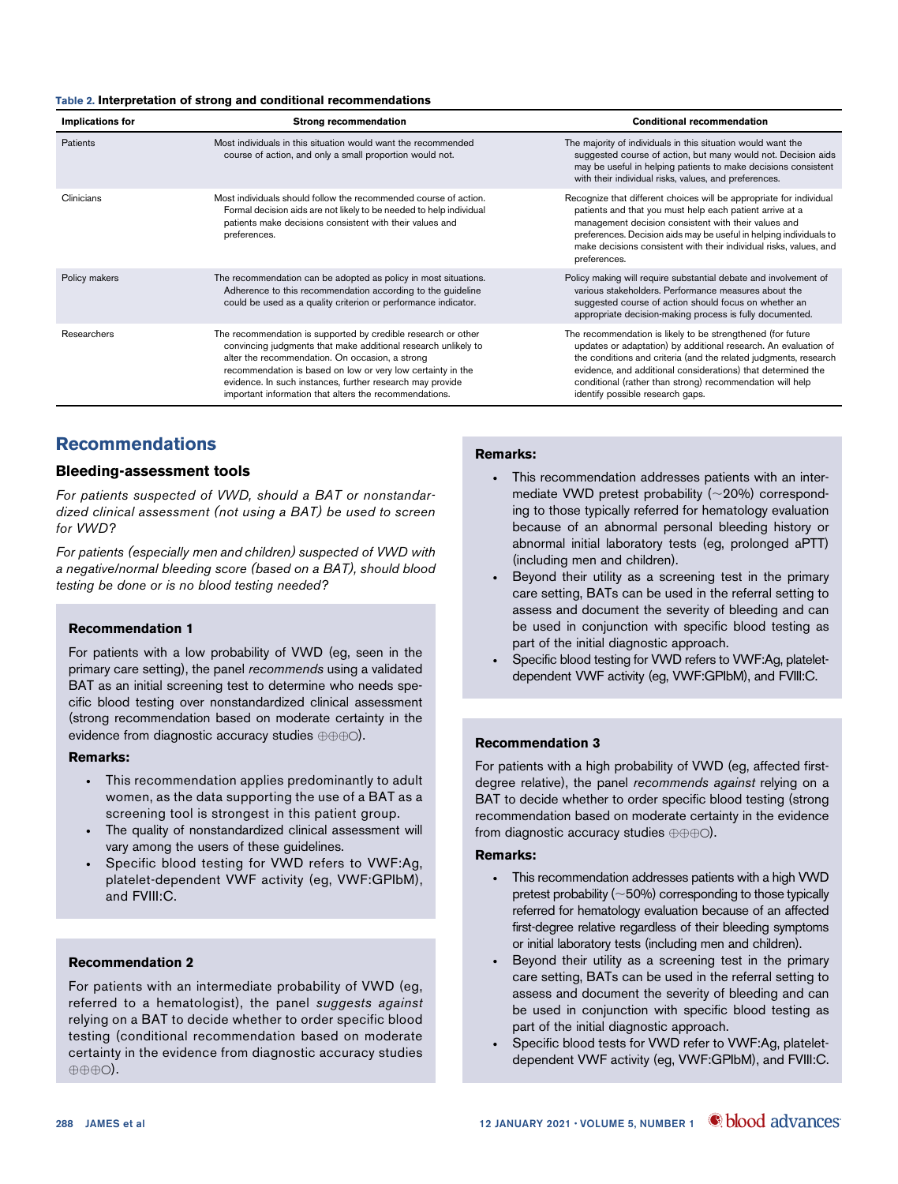Table 2. **Interpretation of strong and conditional recommendations**

| Implications for | Strong recommendation | Conditional recommendation |
|---|---|---|
| Patients | Most individuals in this situation would want the recommended course of action, and only a small proportion would not. | The majority of individuals in this situation would want the suggested course of action, but many would not. Decision aids may be useful in helping patients to make decisions consistent with their individual risks, values, and preferences. |
| Clinicians | Most individuals should follow the recommended course of action. Formal decision aids are not likely to be needed to help individual patients make decisions consistent with their values and preferences. | Recognize that different choices will be appropriate for individual patients and that you must help each patient arrive at a management decision consistent with their values and preferences. Decision aids may be useful in helping individuals to make decisions consistent with their individual risks, values, and preferences. |
| Policy makers | The recommendation can be adopted as policy in most situations. Adherence to this recommendation according to the guideline could be used as a quality criterion or performance indicator. | Policy making will require substantial debate and involvement of various stakeholders. Performance measures about the suggested course of action should focus on whether an appropriate decision-making process is fully documented. |
| Researchers | The recommendation is supported by credible research or other convincing judgments that make additional research unlikely to alter the recommendation. On occasion, a strong recommendation is based on low or very low certainty in the evidence. In such instances, further research may provide important information that alters the recommendations. | The recommendation is likely to be strengthened (for future updates or adaptation) by additional research. An evaluation of the conditions and criteria (and the related judgments, research evidence, and additional considerations) that determined the conditional (rather than strong) recommendation will help identify possible research gaps. |

## Recommendations

### Bleeding-assessment tools

*For patients suspected of VWD, should a BAT or nonstandardized clinical assessment (not using a BAT) be used to screen for VWD?*

*For patients (especially men and children) suspected of VWD with a negative/normal bleeding score (based on a BAT), should blood testing be done or is no blood testing needed?*

#### Recommendation 1

For patients with a low probability of VWD (eg, seen in the primary care setting), the panel *recommends* using a validated BAT as an initial screening test to determine who needs specific blood testing over nonstandardized clinical assessment (strong recommendation based on moderate certainty in the evidence from diagnostic accuracy studies ⊕⊕⊕○).

**Remarks:**

- This recommendation applies predominantly to adult women, as the data supporting the use of a BAT as a screening tool is strongest in this patient group.
- The quality of nonstandardized clinical assessment will vary among the users of these guidelines.
- Specific blood testing for VWD refers to VWF:Ag, platelet-dependent VWF activity (eg, VWF:GPIbM), and FVIII:C.

#### Recommendation 2

For patients with an intermediate probability of VWD (eg, referred to a hematologist), the panel *suggests against* relying on a BAT to decide whether to order specific blood testing (conditional recommendation based on moderate certainty in the evidence from diagnostic accuracy studies ⊕⊕⊕○).

**Remarks:**

- This recommendation addresses patients with an intermediate VWD pretest probability (~20%) corresponding to those typically referred for hematology evaluation because of an abnormal personal bleeding history or abnormal initial laboratory tests (eg, prolonged aPTT) (including men and children).
- Beyond their utility as a screening test in the primary care setting, BATs can be used in the referral setting to assess and document the severity of bleeding and can be used in conjunction with specific blood testing as part of the initial diagnostic approach.
- Specific blood testing for VWD refers to VWF:Ag, platelet-dependent VWF activity (eg, VWF:GPIbM), and FVIII:C.

#### Recommendation 3

For patients with a high probability of VWD (eg, affected first-degree relative), the panel *recommends against* relying on a BAT to decide whether to order specific blood testing (strong recommendation based on moderate certainty in the evidence from diagnostic accuracy studies ⊕⊕⊕○).

**Remarks:**

- This recommendation addresses patients with a high VWD pretest probability (~50%) corresponding to those typically referred for hematology evaluation because of an affected first-degree relative regardless of their bleeding symptoms or initial laboratory tests (including men and children).
- Beyond their utility as a screening test in the primary care setting, BATs can be used in the referral setting to assess and document the severity of bleeding and can be used in conjunction with specific blood testing as part of the initial diagnostic approach.
- Specific blood tests for VWD refer to VWF:Ag, platelet-dependent VWF activity (eg, VWF:GPIbM), and FVIII:C.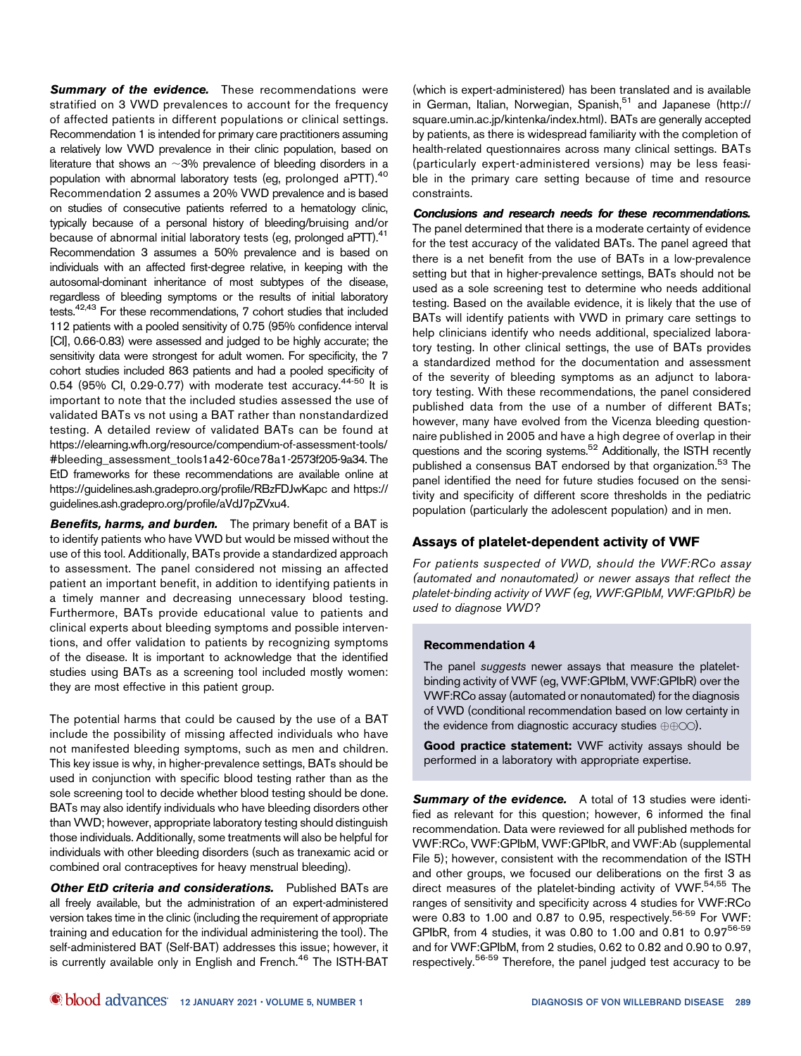**Summary of the evidence.** These recommendations were stratified on 3 VWD prevalences to account for the frequency of affected patients in different populations or clinical settings. Recommendation 1 is intended for primary care practitioners assuming a relatively low VWD prevalence in their clinic population, based on literature that shows an ~3% prevalence of bleeding disorders in a population with abnormal laboratory tests (eg, prolonged aPTT).[40] Recommendation 2 assumes a 20% VWD prevalence and is based on studies of consecutive patients referred to a hematology clinic, typically because of a personal history of bleeding/bruising and/or because of abnormal initial laboratory tests (eg, prolonged aPTT).[41] Recommendation 3 assumes a 50% prevalence and is based on individuals with an affected first-degree relative, in keeping with the autosomal-dominant inheritance of most subtypes of the disease, regardless of bleeding symptoms or the results of initial laboratory tests.[42,43] For these recommendations, 7 cohort studies that included 112 patients with a pooled sensitivity of 0.75 (95% confidence interval [CI], 0.66-0.83) were assessed and judged to be highly accurate; the sensitivity data were strongest for adult women. For specificity, the 7 cohort studies included 863 patients and had a pooled specificity of 0.54 (95% CI, 0.29-0.77) with moderate test accuracy.[44-50] It is important to note that the included studies assessed the use of validated BATs vs not using a BAT rather than nonstandardized testing. A detailed review of validated BATs can be found at https://elearning.wfh.org/resource/compendium-of-assessment-tools/#bleeding_assessment_tools1a42-60ce78a1-2573f205-9a34. The EtD frameworks for these recommendations are available online at https://guidelines.ash.gradepro.org/profile/RBzFDJwKapc and https://guidelines.ash.gradepro.org/profile/aVdJ7pZVxu4.

**Benefits, harms, and burden.** The primary benefit of a BAT is to identify patients who have VWD but would be missed without the use of this tool. Additionally, BATs provide a standardized approach to assessment. The panel considered not missing an affected patient an important benefit, in addition to identifying patients in a timely manner and decreasing unnecessary blood testing. Furthermore, BATs provide educational value to patients and clinical experts about bleeding symptoms and possible interventions, and offer validation to patients by recognizing symptoms of the disease. It is important to acknowledge that the identified studies using BATs as a screening tool included mostly women: they are most effective in this patient group.

The potential harms that could be caused by the use of a BAT include the possibility of missing affected individuals who have not manifested bleeding symptoms, such as men and children. This key issue is why, in higher-prevalence settings, BATs should be used in conjunction with specific blood testing rather than as the sole screening tool to decide whether blood testing should be done. BATs may also identify individuals who have bleeding disorders other than VWD; however, appropriate laboratory testing should distinguish those individuals. Additionally, some treatments will also be helpful for individuals with other bleeding disorders (such as tranexamic acid or combined oral contraceptives for heavy menstrual bleeding).

**Other EtD criteria and considerations.** Published BATs are all freely available, but the administration of an expert-administered version takes time in the clinic (including the requirement of appropriate training and education for the individual administering the tool). The self-administered BAT (Self-BAT) addresses this issue; however, it is currently available only in English and French.[46] The ISTH-BAT (which is expert-administered) has been translated and is available in German, Italian, Norwegian, Spanish,[51] and Japanese (http://square.umin.ac.jp/kintenka/index.html). BATs are generally accepted by patients, as there is widespread familiarity with the completion of health-related questionnaires across many clinical settings. BATs (particularly expert-administered versions) may be less feasible in the primary care setting because of time and resource constraints.

**Conclusions and research needs for these recommendations.** The panel determined that there is a moderate certainty of evidence for the test accuracy of the validated BATs. The panel agreed that there is a net benefit from the use of BATs in a low-prevalence setting but that in higher-prevalence settings, BATs should not be used as a sole screening test to determine who needs additional testing. Based on the available evidence, it is likely that the use of BATs will identify patients with VWD in primary care settings to help clinicians identify who needs additional, specialized laboratory testing. In other clinical settings, the use of BATs provides a standardized method for the documentation and assessment of the severity of bleeding symptoms as an adjunct to laboratory testing. With these recommendations, the panel considered published data from the use of a number of different BATs; however, many have evolved from the Vicenza bleeding questionnaire published in 2005 and have a high degree of overlap in their questions and the scoring systems.[52] Additionally, the ISTH recently published a consensus BAT endorsed by that organization.[53] The panel identified the need for future studies focused on the sensitivity and specificity of different score thresholds in the pediatric population (particularly the adolescent population) and in men.

## Assays of platelet-dependent activity of VWF

*For patients suspected of VWD, should the VWF:RCo assay (automated and nonautomated) or newer assays that reflect the platelet-binding activity of VWF (eg, VWF:GPIbM, VWF:GPIbR) be used to diagnose VWD?*

### Recommendation 4

The panel *suggests* newer assays that measure the platelet-binding activity of VWF (eg, VWF:GPIbM, VWF:GPIbR) over the VWF:RCo assay (automated or nonautomated) for the diagnosis of VWD (conditional recommendation based on low certainty in the evidence from diagnostic accuracy studies ⊕⊕◯◯).

**Good practice statement:** VWF activity assays should be performed in a laboratory with appropriate expertise.

**Summary of the evidence.** A total of 13 studies were identified as relevant for this question; however, 6 informed the final recommendation. Data were reviewed for all published methods for VWF:RCo, VWF:GPIbM, VWF:GPIbR, and VWF:Ab (supplemental File 5); however, consistent with the recommendation of the ISTH and other groups, we focused our deliberations on the first 3 as direct measures of the platelet-binding activity of VWF.[54,55] The ranges of sensitivity and specificity across 4 studies for VWF:RCo were 0.83 to 1.00 and 0.87 to 0.95, respectively.[56-59] For VWF:GPIbR, from 4 studies, it was 0.80 to 1.00 and 0.81 to 0.97[56-59] and for VWF:GPIbM, from 2 studies, 0.62 to 0.82 and 0.90 to 0.97, respectively.[56-59] Therefore, the panel judged test accuracy to be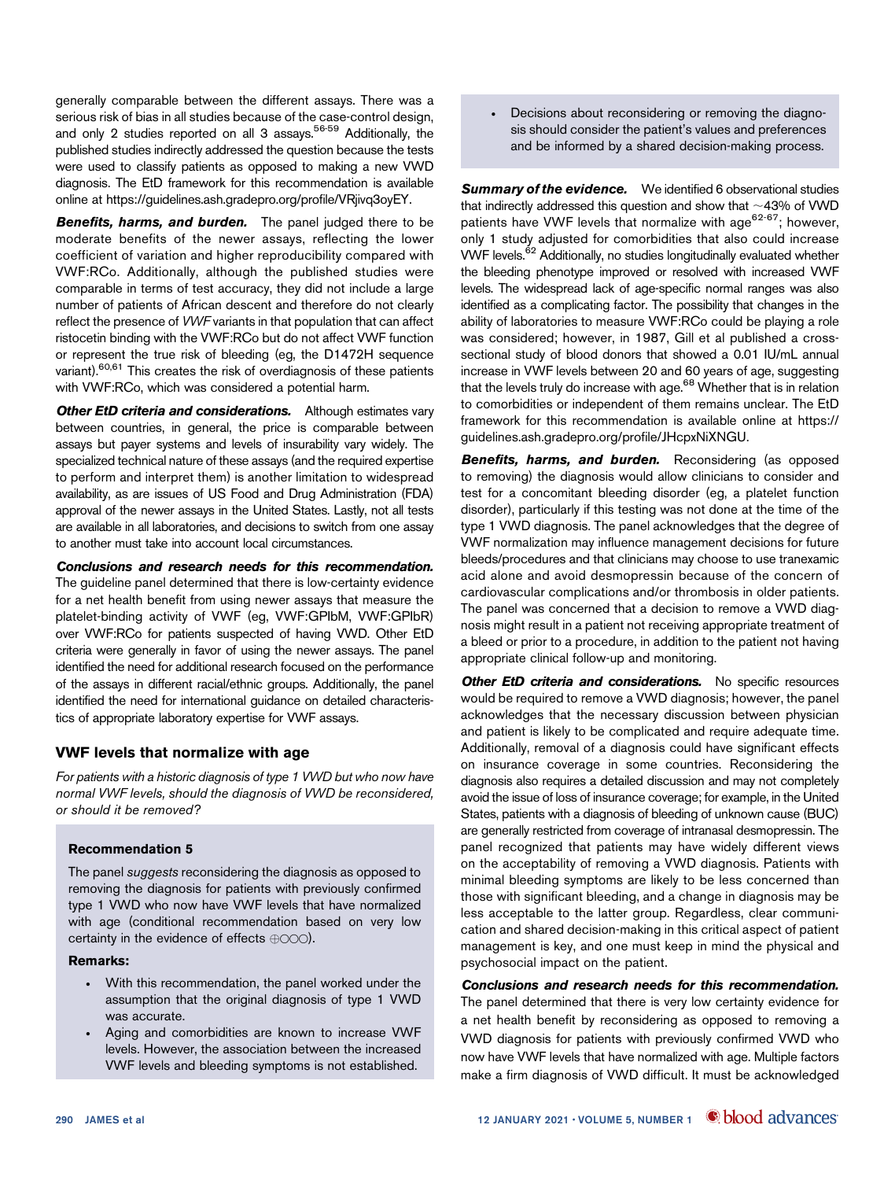generally comparable between the different assays. There was a serious risk of bias in all studies because of the case-control design, and only 2 studies reported on all 3 assays.[56-59] Additionally, the published studies indirectly addressed the question because the tests were used to classify patients as opposed to making a new VWD diagnosis. The EtD framework for this recommendation is available online at https://guidelines.ash.gradepro.org/profile/VRjivq3oyEY.

***Benefits, harms, and burden.*** The panel judged there to be moderate benefits of the newer assays, reflecting the lower coefficient of variation and higher reproducibility compared with VWF:RCo. Additionally, although the published studies were comparable in terms of test accuracy, they did not include a large number of patients of African descent and therefore do not clearly reflect the presence of *VWF* variants in that population that can affect ristocetin binding with the VWF:RCo but do not affect VWF function or represent the true risk of bleeding (eg, the D1472H sequence variant).[60,61] This creates the risk of overdiagnosis of these patients with VWF:RCo, which was considered a potential harm.

***Other EtD criteria and considerations.*** Although estimates vary between countries, in general, the price is comparable between assays but payer systems and levels of insurability vary widely. The specialized technical nature of these assays (and the required expertise to perform and interpret them) is another limitation to widespread availability, as are issues of US Food and Drug Administration (FDA) approval of the newer assays in the United States. Lastly, not all tests are available in all laboratories, and decisions to switch from one assay to another must take into account local circumstances.

***Conclusions and research needs for this recommendation.*** The guideline panel determined that there is low-certainty evidence for a net health benefit from using newer assays that measure the platelet-binding activity of VWF (eg, VWF:GPIbM, VWF:GPIbR) over VWF:RCo for patients suspected of having VWD. Other EtD criteria were generally in favor of using the newer assays. The panel identified the need for additional research focused on the performance of the assays in different racial/ethnic groups. Additionally, the panel identified the need for international guidance on detailed characteristics of appropriate laboratory expertise for VWF assays.

## VWF levels that normalize with age

*For patients with a historic diagnosis of type 1 VWD but who now have normal VWF levels, should the diagnosis of VWD be reconsidered, or should it be removed?*

### Recommendation 5

The panel *suggests* reconsidering the diagnosis as opposed to removing the diagnosis for patients with previously confirmed type 1 VWD who now have VWF levels that have normalized with age (conditional recommendation based on very low certainty in the evidence of effects ⊕○○○).

**Remarks:**

- With this recommendation, the panel worked under the assumption that the original diagnosis of type 1 VWD was accurate.
- Aging and comorbidities are known to increase VWF levels. However, the association between the increased VWF levels and bleeding symptoms is not established.
- Decisions about reconsidering or removing the diagnosis should consider the patient's values and preferences and be informed by a shared decision-making process.

***Summary of the evidence.*** We identified 6 observational studies that indirectly addressed this question and show that ~43% of VWD patients have VWF levels that normalize with age[62-67]; however, only 1 study adjusted for comorbidities that also could increase VWF levels.[62] Additionally, no studies longitudinally evaluated whether the bleeding phenotype improved or resolved with increased VWF levels. The widespread lack of age-specific normal ranges was also identified as a complicating factor. The possibility that changes in the ability of laboratories to measure VWF:RCo could be playing a role was considered; however, in 1987, Gill et al published a cross-sectional study of blood donors that showed a 0.01 IU/mL annual increase in VWF levels between 20 and 60 years of age, suggesting that the levels truly do increase with age.[68] Whether that is in relation to comorbidities or independent of them remains unclear. The EtD framework for this recommendation is available online at https://guidelines.ash.gradepro.org/profile/JHcpxNiXNGU.

***Benefits, harms, and burden.*** Reconsidering (as opposed to removing) the diagnosis would allow clinicians to consider and test for a concomitant bleeding disorder (eg, a platelet function disorder), particularly if this testing was not done at the time of the type 1 VWD diagnosis. The panel acknowledges that the degree of VWF normalization may influence management decisions for future bleeds/procedures and that clinicians may choose to use tranexamic acid alone and avoid desmopressin because of the concern of cardiovascular complications and/or thrombosis in older patients. The panel was concerned that a decision to remove a VWD diagnosis might result in a patient not receiving appropriate treatment of a bleed or prior to a procedure, in addition to the patient not having appropriate clinical follow-up and monitoring.

***Other EtD criteria and considerations.*** No specific resources would be required to remove a VWD diagnosis; however, the panel acknowledges that the necessary discussion between physician and patient is likely to be complicated and require adequate time. Additionally, removal of a diagnosis could have significant effects on insurance coverage in some countries. Reconsidering the diagnosis also requires a detailed discussion and may not completely avoid the issue of insurance coverage; for example, in the United States, patients with a diagnosis of bleeding of unknown cause (BUC) are generally restricted from coverage of intranasal desmopressin. The panel recognized that patients may have widely different views on the acceptability of removing a VWD diagnosis. Patients with minimal bleeding symptoms are likely to be less concerned than those with significant bleeding, and a change in diagnosis may be less acceptable to the latter group. Regardless, clear communication and shared decision-making in this critical aspect of patient management is key, and one must keep in mind the physical and psychosocial impact on the patient.

***Conclusions and research needs for this recommendation.*** The panel determined that there is very low certainty evidence for a net health benefit by reconsidering as opposed to removing a VWD diagnosis for patients with previously confirmed VWD who now have VWF levels that have normalized with age. Multiple factors make a firm diagnosis of VWD difficult. It must be acknowledged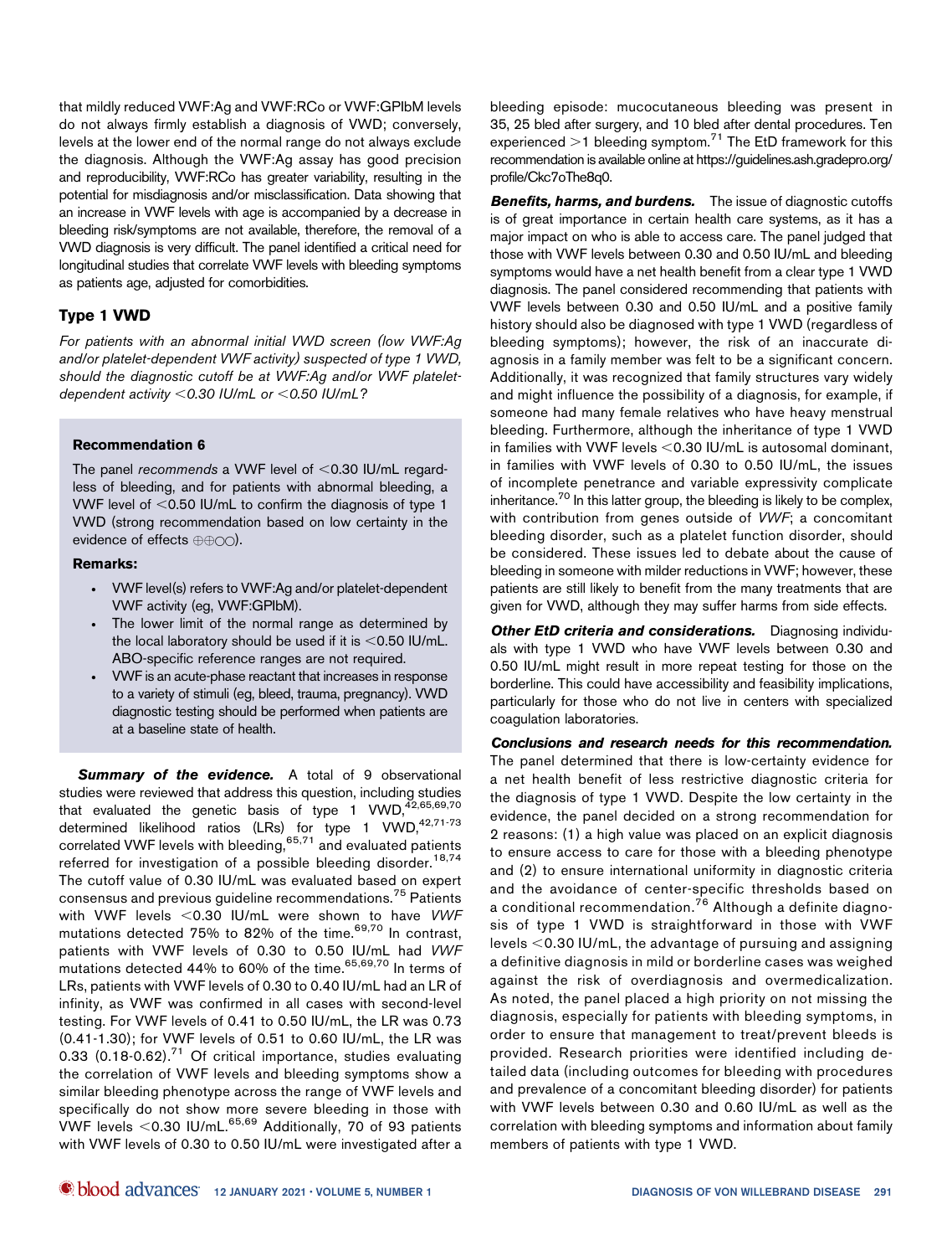that mildly reduced VWF:Ag and VWF:RCo or VWF:GPIbM levels do not always firmly establish a diagnosis of VWD; conversely, levels at the lower end of the normal range do not always exclude the diagnosis. Although the VWF:Ag assay has good precision and reproducibility, VWF:RCo has greater variability, resulting in the potential for misdiagnosis and/or misclassification. Data showing that an increase in VWF levels with age is accompanied by a decrease in bleeding risk/symptoms are not available, therefore, the removal of a VWD diagnosis is very difficult. The panel identified a critical need for longitudinal studies that correlate VWF levels with bleeding symptoms as patients age, adjusted for comorbidities.

## Type 1 VWD

*For patients with an abnormal initial VWD screen (low VWF:Ag and/or platelet-dependent VWF activity) suspected of type 1 VWD, should the diagnostic cutoff be at VWF:Ag and/or VWF platelet-dependent activity <0.30 IU/mL or <0.50 IU/mL?*

### Recommendation 6

The panel *recommends* a VWF level of <0.30 IU/mL regardless of bleeding, and for patients with abnormal bleeding, a VWF level of <0.50 IU/mL to confirm the diagnosis of type 1 VWD (strong recommendation based on low certainty in the evidence of effects ⊕⊕◯◯).

**Remarks:**

- VWF level(s) refers to VWF:Ag and/or platelet-dependent VWF activity (eg, VWF:GPIbM).
- The lower limit of the normal range as determined by the local laboratory should be used if it is <0.50 IU/mL. ABO-specific reference ranges are not required.
- VWF is an acute-phase reactant that increases in response to a variety of stimuli (eg, bleed, trauma, pregnancy). VWD diagnostic testing should be performed when patients are at a baseline state of health.

***Summary of the evidence.*** A total of 9 observational studies were reviewed that address this question, including studies that evaluated the genetic basis of type 1 VWD,[42,65,69,70] determined likelihood ratios (LRs) for type 1 VWD,[42,71-73] correlated VWF levels with bleeding,[65,71] and evaluated patients referred for investigation of a possible bleeding disorder.[18,74] The cutoff value of 0.30 IU/mL was evaluated based on expert consensus and previous guideline recommendations.[75] Patients with VWF levels <0.30 IU/mL were shown to have *VWF* mutations detected 75% to 82% of the time.[69,70] In contrast, patients with VWF levels of 0.30 to 0.50 IU/mL had *VWF* mutations detected 44% to 60% of the time.[65,69,70] In terms of LRs, patients with VWF levels of 0.30 to 0.40 IU/mL had an LR of infinity, as VWF was confirmed in all cases with second-level testing. For VWF levels of 0.41 to 0.50 IU/mL, the LR was 0.73 (0.41-1.30); for VWF levels of 0.51 to 0.60 IU/mL, the LR was 0.33 (0.18-0.62).[71] Of critical importance, studies evaluating the correlation of VWF levels and bleeding symptoms show a similar bleeding phenotype across the range of VWF levels and specifically do not show more severe bleeding in those with VWF levels <0.30 IU/mL.[65,69] Additionally, 70 of 93 patients with VWF levels of 0.30 to 0.50 IU/mL were investigated after a bleeding episode: mucocutaneous bleeding was present in 35, 25 bled after surgery, and 10 bled after dental procedures. Ten experienced >1 bleeding symptom.[71] The EtD framework for this recommendation is available online at https://guidelines.ash.gradepro.org/profile/Ckc7oThe8q0.

***Benefits, harms, and burdens.*** The issue of diagnostic cutoffs is of great importance in certain health care systems, as it has a major impact on who is able to access care. The panel judged that those with VWF levels between 0.30 and 0.50 IU/mL and bleeding symptoms would have a net health benefit from a clear type 1 VWD diagnosis. The panel considered recommending that patients with VWF levels between 0.30 and 0.50 IU/mL and a positive family history should also be diagnosed with type 1 VWD (regardless of bleeding symptoms); however, the risk of an inaccurate diagnosis in a family member was felt to be a significant concern. Additionally, it was recognized that family structures vary widely and might influence the possibility of a diagnosis, for example, if someone had many female relatives who have heavy menstrual bleeding. Furthermore, although the inheritance of type 1 VWD in families with VWF levels <0.30 IU/mL is autosomal dominant, in families with VWF levels of 0.30 to 0.50 IU/mL, the issues of incomplete penetrance and variable expressivity complicate inheritance.[70] In this latter group, the bleeding is likely to be complex, with contribution from genes outside of *VWF*; a concomitant bleeding disorder, such as a platelet function disorder, should be considered. These issues led to debate about the cause of bleeding in someone with milder reductions in VWF; however, these patients are still likely to benefit from the many treatments that are given for VWD, although they may suffer harms from side effects.

***Other EtD criteria and considerations.*** Diagnosing individuals with type 1 VWD who have VWF levels between 0.30 and 0.50 IU/mL might result in more repeat testing for those on the borderline. This could have accessibility and feasibility implications, particularly for those who do not live in centers with specialized coagulation laboratories.

***Conclusions and research needs for this recommendation.*** The panel determined that there is low-certainty evidence for a net health benefit of less restrictive diagnostic criteria for the diagnosis of type 1 VWD. Despite the low certainty in the evidence, the panel decided on a strong recommendation for 2 reasons: (1) a high value was placed on an explicit diagnosis to ensure access to care for those with a bleeding phenotype and (2) to ensure international uniformity in diagnostic criteria and the avoidance of center-specific thresholds based on a conditional recommendation.[76] Although a definite diagnosis of type 1 VWD is straightforward in those with VWF levels <0.30 IU/mL, the advantage of pursuing and assigning a definitive diagnosis in mild or borderline cases was weighed against the risk of overdiagnosis and overmedicalization. As noted, the panel placed a high priority on not missing the diagnosis, especially for patients with bleeding symptoms, in order to ensure that management to treat/prevent bleeds is provided. Research priorities were identified including detailed data (including outcomes for bleeding with procedures and prevalence of a concomitant bleeding disorder) for patients with VWF levels between 0.30 and 0.60 IU/mL as well as the correlation with bleeding symptoms and information about family members of patients with type 1 VWD.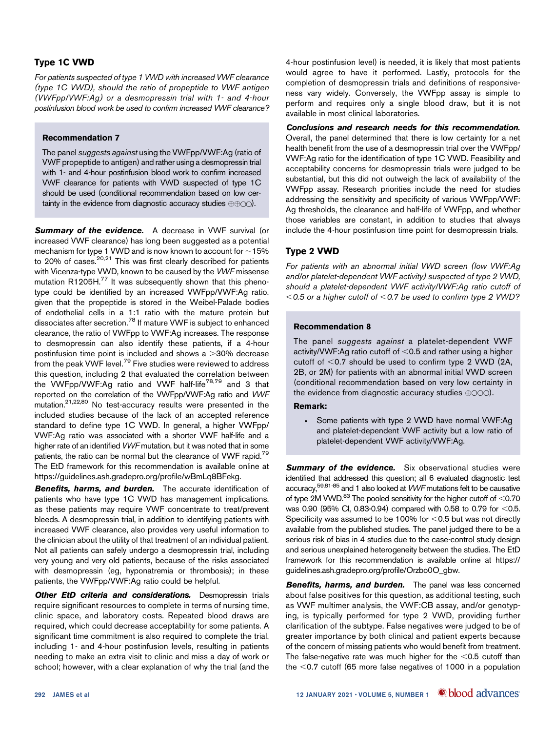## Type 1C VWD

*For patients suspected of type 1 VWD with increased VWF clearance (type 1C VWD), should the ratio of propeptide to VWF antigen (VWFpp/VWF:Ag) or a desmopressin trial with 1- and 4-hour postinfusion blood work be used to confirm increased VWF clearance?*

> **Recommendation 7**
>
> The panel *suggests against* using the VWFpp/VWF:Ag (ratio of VWF propeptide to antigen) and rather using a desmopressin trial with 1- and 4-hour postinfusion blood work to confirm increased VWF clearance for patients with VWD suspected of type 1C should be used (conditional recommendation based on low certainty in the evidence from diagnostic accuracy studies ⊕⊕○○).

***Summary of the evidence.*** A decrease in VWF survival (or increased VWF clearance) has long been suggested as a potential mechanism for type 1 VWD and is now known to account for ~15% to 20% of cases.[20,21] This was first clearly described for patients with Vicenza-type VWD, known to be caused by the *VWF* missense mutation R1205H.[77] It was subsequently shown that this phenotype could be identified by an increased VWFpp/VWF:Ag ratio, given that the propeptide is stored in the Weibel-Palade bodies of endothelial cells in a 1:1 ratio with the mature protein but dissociates after secretion.[78] If mature VWF is subject to enhanced clearance, the ratio of VWFpp to VWF:Ag increases. The response to desmopressin can also identify these patients, if a 4-hour postinfusion time point is included and shows a >30% decrease from the peak VWF level.[79] Five studies were reviewed to address this question, including 2 that evaluated the correlation between the VWFpp/VWF:Ag ratio and VWF half-life[78,79] and 3 that reported on the correlation of the VWFpp/VWF:Ag ratio and *VWF* mutation.[21,22,80] No test-accuracy results were presented in the included studies because of the lack of an accepted reference standard to define type 1C VWD. In general, a higher VWFpp/VWF:Ag ratio was associated with a shorter VWF half-life and a higher rate of an identified *VWF* mutation, but it was noted that in some patients, the ratio can be normal but the clearance of VWF rapid.[79] The EtD framework for this recommendation is available online at https://guidelines.ash.gradepro.org/profile/wBmLq8BFekg.

***Benefits, harms, and burden.*** The accurate identification of patients who have type 1C VWD has management implications, as these patients may require VWF concentrate to treat/prevent bleeds. A desmopressin trial, in addition to identifying patients with increased VWF clearance, also provides very useful information to the clinician about the utility of that treatment of an individual patient. Not all patients can safely undergo a desmopressin trial, including very young and very old patients, because of the risks associated with desmopressin (eg, hyponatremia or thrombosis); in these patients, the VWFpp/VWF:Ag ratio could be helpful.

***Other EtD criteria and considerations.*** Desmopressin trials require significant resources to complete in terms of nursing time, clinic space, and laboratory costs. Repeated blood draws are required, which could decrease acceptability for some patients. A significant time commitment is also required to complete the trial, including 1- and 4-hour postinfusion levels, resulting in patients needing to make an extra visit to clinic and miss a day of work or school; however, with a clear explanation of why the trial (and the 4-hour postinfusion level) is needed, it is likely that most patients would agree to have it performed. Lastly, protocols for the completion of desmopressin trials and definitions of responsiveness vary widely. Conversely, the VWFpp assay is simple to perform and requires only a single blood draw, but it is not available in most clinical laboratories.

***Conclusions and research needs for this recommendation.*** Overall, the panel determined that there is low certainty for a net health benefit from the use of a desmopressin trial over the VWFpp/VWF:Ag ratio for the identification of type 1C VWD. Feasibility and acceptability concerns for desmopressin trials were judged to be substantial, but this did not outweigh the lack of availability of the VWFpp assay. Research priorities include the need for studies addressing the sensitivity and specificity of various VWFpp/VWF:Ag thresholds, the clearance and half-life of VWFpp, and whether those variables are constant, in addition to studies that always include the 4-hour postinfusion time point for desmopressin trials.

## Type 2 VWD

*For patients with an abnormal initial VWD screen (low VWF:Ag and/or platelet-dependent VWF activity) suspected of type 2 VWD, should a platelet-dependent VWF activity/VWF:Ag ratio cutoff of <0.5 or a higher cutoff of <0.7 be used to confirm type 2 VWD?*

> **Recommendation 8**
>
> The panel *suggests against* a platelet-dependent VWF activity/VWF:Ag ratio cutoff of <0.5 and rather using a higher cutoff of <0.7 should be used to confirm type 2 VWD (2A, 2B, or 2M) for patients with an abnormal initial VWD screen (conditional recommendation based on very low certainty in the evidence from diagnostic accuracy studies ⊕○○○).
>
> **Remark:**
>
> - Some patients with type 2 VWD have normal VWF:Ag and platelet-dependent VWF activity but a low ratio of platelet-dependent VWF activity/VWF:Ag.

***Summary of the evidence.*** Six observational studies were identified that addressed this question; all 6 evaluated diagnostic test accuracy,[59,81-85] and 1 also looked at *VWF* mutations felt to be causative of type 2M VWD.[83] The pooled sensitivity for the higher cutoff of <0.70 was 0.90 (95% CI, 0.83-0.94) compared with 0.58 to 0.79 for <0.5. Specificity was assumed to be 100% for <0.5 but was not directly available from the published studies. The panel judged there to be a serious risk of bias in 4 studies due to the case-control study design and serious unexplained heterogeneity between the studies. The EtD framework for this recommendation is available online at https://guidelines.ash.gradepro.org/profile/Orzbo0O_gbw.

***Benefits, harms, and burden.*** The panel was less concerned about false positives for this question, as additional testing, such as VWF multimer analysis, the VWF:CB assay, and/or genotyping, is typically performed for type 2 VWD, providing further clarification of the subtype. False negatives were judged to be of greater importance by both clinical and patient experts because of the concern of missing patients who would benefit from treatment. The false-negative rate was much higher for the <0.5 cutoff than the <0.7 cutoff (65 more false negatives of 1000 in a population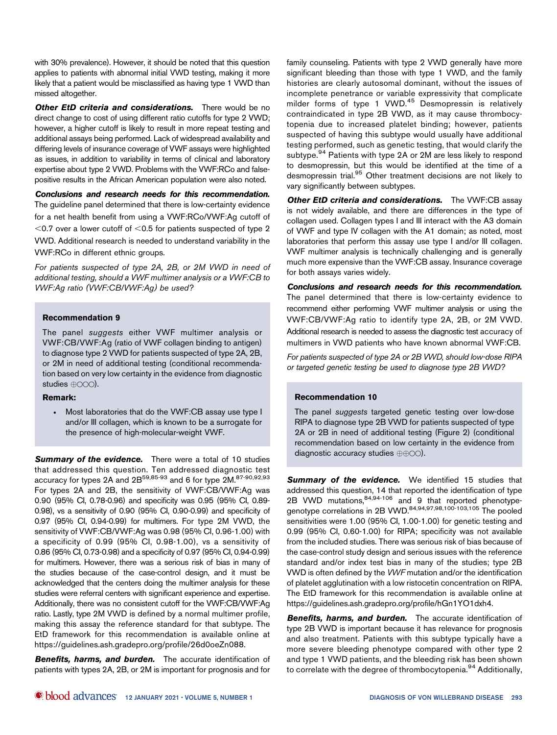with 30% prevalence). However, it should be noted that this question applies to patients with abnormal initial VWD testing, making it more likely that a patient would be misclassified as having type 1 VWD than missed altogether.

***Other EtD criteria and considerations.*** There would be no direct change to cost of using different ratio cutoffs for type 2 VWD; however, a higher cutoff is likely to result in more repeat testing and additional assays being performed. Lack of widespread availability and differing levels of insurance coverage of VWF assays were highlighted as issues, in addition to variability in terms of clinical and laboratory expertise about type 2 VWD. Problems with the VWF:RCo and false-positive results in the African American population were also noted.

***Conclusions and research needs for this recommendation.*** The guideline panel determined that there is low-certainty evidence for a net health benefit from using a VWF:RCo/VWF:Ag cutoff of <0.7 over a lower cutoff of <0.5 for patients suspected of type 2 VWD. Additional research is needed to understand variability in the VWF:RCo in different ethnic groups.

*For patients suspected of type 2A, 2B, or 2M VWD in need of additional testing, should a VWF multimer analysis or a VWF:CB to VWF:Ag ratio (VWF:CB/VWF:Ag) be used?*

**Recommendation 9**

The panel *suggests* either VWF multimer analysis or VWF:CB/VWF:Ag (ratio of VWF collagen binding to antigen) to diagnose type 2 VWD for patients suspected of type 2A, 2B, or 2M in need of additional testing (conditional recommendation based on very low certainty in the evidence from diagnostic studies ⊕◯◯◯).

**Remark:**

- Most laboratories that do the VWF:CB assay use type I and/or III collagen, which is known to be a surrogate for the presence of high-molecular-weight VWF.

***Summary of the evidence.*** There were a total of 10 studies that addressed this question. Ten addressed diagnostic test accuracy for types 2A and 2B[59,85-93] and 6 for type 2M.[87-90,92,93] For types 2A and 2B, the sensitivity of VWF:CB/VWF:Ag was 0.90 (95% CI, 0.78-0.96) and specificity was 0.95 (95% CI, 0.89-0.98), vs a sensitivity of 0.90 (95% CI, 0.90-0.99) and specificity of 0.97 (95% CI, 0.94-0.99) for multimers. For type 2M VWD, the sensitivity of VWF:CB/VWF:Ag was 0.98 (95% CI, 0.96-1.00) with a specificity of 0.99 (95% CI, 0.98-1.00), vs a sensitivity of 0.86 (95% CI, 0.73-0.98) and a specificity of 0.97 (95% CI, 0.94-0.99) for multimers. However, there was a serious risk of bias in many of the studies because of the case-control design, and it must be acknowledged that the centers doing the multimer analysis for these studies were referral centers with significant experience and expertise. Additionally, there was no consistent cutoff for the VWF:CB/VWF:Ag ratio. Lastly, type 2M VWD is defined by a normal multimer profile, making this assay the reference standard for that subtype. The EtD framework for this recommendation is available online at https://guidelines.ash.gradepro.org/profile/26d0oeZn088.

***Benefits, harms, and burden.*** The accurate identification of patients with types 2A, 2B, or 2M is important for prognosis and for family counseling. Patients with type 2 VWD generally have more significant bleeding than those with type 1 VWD, and the family histories are clearly autosomal dominant, without the issues of incomplete penetrance or variable expressivity that complicate milder forms of type 1 VWD.[45] Desmopressin is relatively contraindicated in type 2B VWD, as it may cause thrombocytopenia due to increased platelet binding; however, patients suspected of having this subtype would usually have additional testing performed, such as genetic testing, that would clarify the subtype.[94] Patients with type 2A or 2M are less likely to respond to desmopressin, but this would be identified at the time of a desmopressin trial.[95] Other treatment decisions are not likely to vary significantly between subtypes.

***Other EtD criteria and considerations.*** The VWF:CB assay is not widely available, and there are differences in the type of collagen used. Collagen types I and III interact with the A3 domain of VWF and type IV collagen with the A1 domain; as noted, most laboratories that perform this assay use type I and/or III collagen. VWF multimer analysis is technically challenging and is generally much more expensive than the VWF:CB assay. Insurance coverage for both assays varies widely.

***Conclusions and research needs for this recommendation.*** The panel determined that there is low-certainty evidence to recommend either performing VWF multimer analysis or using the VWF:CB/VWF:Ag ratio to identify type 2A, 2B, or 2M VWD. Additional research is needed to assess the diagnostic test accuracy of multimers in VWD patients who have known abnormal VWF:CB.

*For patients suspected of type 2A or 2B VWD, should low-dose RIPA or targeted genetic testing be used to diagnose type 2B VWD?*

**Recommendation 10**

The panel *suggests* targeted genetic testing over low-dose RIPA to diagnose type 2B VWD for patients suspected of type 2A or 2B in need of additional testing (Figure 2) (conditional recommendation based on low certainty in the evidence from diagnostic accuracy studies ⊕⊕◯◯).

***Summary of the evidence.*** We identified 15 studies that addressed this question, 14 that reported the identification of type 2B VWD mutations,[84,94-106] and 9 that reported phenotype-genotype correlations in 2B VWD.[84,94,97,98,100-103,105] The pooled sensitivities were 1.00 (95% CI, 1.00-1.00) for genetic testing and 0.99 (95% CI, 0.60-1.00) for RIPA; specificity was not available from the included studies. There was serious risk of bias because of the case-control study design and serious issues with the reference standard and/or index test bias in many of the studies; type 2B VWD is often defined by the *VWF* mutation and/or the identification of platelet agglutination with a low ristocetin concentration on RIPA. The EtD framework for this recommendation is available online at https://guidelines.ash.gradepro.org/profile/hGn1YO1dxh4.

***Benefits, harms, and burden.*** The accurate identification of type 2B VWD is important because it has relevance for prognosis and also treatment. Patients with this subtype typically have a more severe bleeding phenotype compared with other type 2 and type 1 VWD patients, and the bleeding risk has been shown to correlate with the degree of thrombocytopenia.[94] Additionally,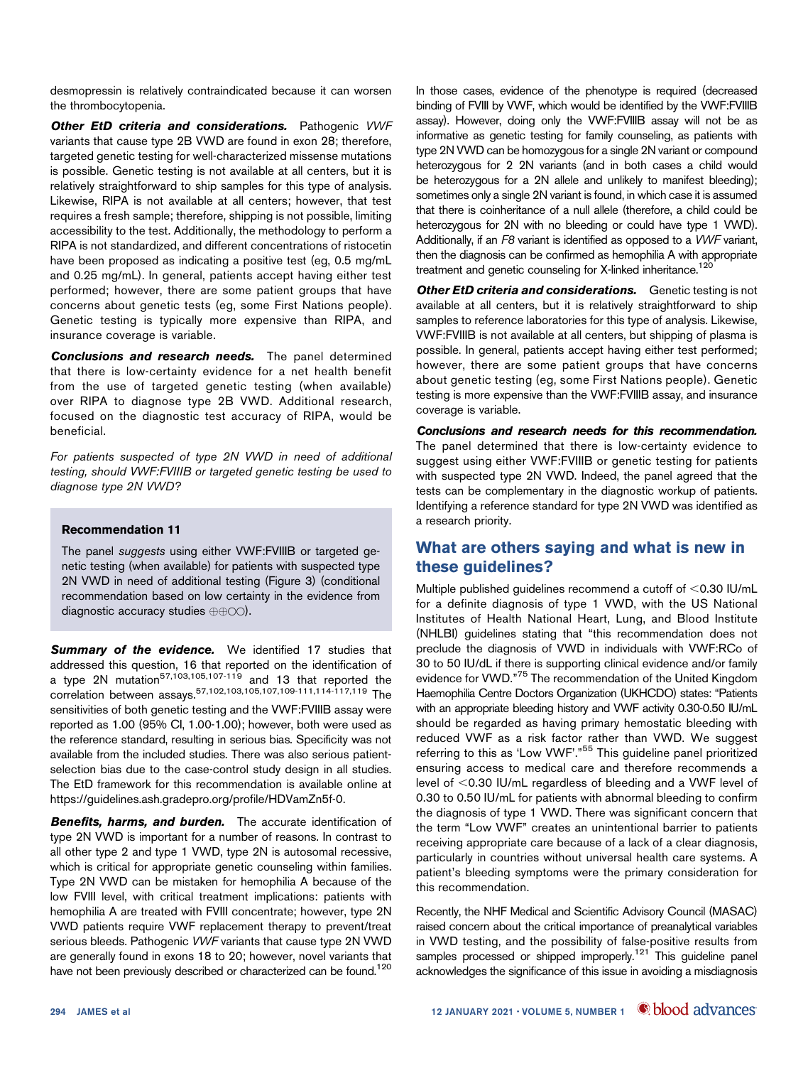desmopressin is relatively contraindicated because it can worsen the thrombocytopenia.

***Other EtD criteria and considerations.*** Pathogenic *VWF* variants that cause type 2B VWD are found in exon 28; therefore, targeted genetic testing for well-characterized missense mutations is possible. Genetic testing is not available at all centers, but it is relatively straightforward to ship samples for this type of analysis. Likewise, RIPA is not available at all centers; however, that test requires a fresh sample; therefore, shipping is not possible, limiting accessibility to the test. Additionally, the methodology to perform a RIPA is not standardized, and different concentrations of ristocetin have been proposed as indicating a positive test (eg, 0.5 mg/mL and 0.25 mg/mL). In general, patients accept having either test performed; however, there are some patient groups that have concerns about genetic tests (eg, some First Nations people). Genetic testing is typically more expensive than RIPA, and insurance coverage is variable.

***Conclusions and research needs.*** The panel determined that there is low-certainty evidence for a net health benefit from the use of targeted genetic testing (when available) over RIPA to diagnose type 2B VWD. Additional research, focused on the diagnostic test accuracy of RIPA, would be beneficial.

*For patients suspected of type 2N VWD in need of additional testing, should VWF:FVIIIB or targeted genetic testing be used to diagnose type 2N VWD?*

**Recommendation 11**

The panel *suggests* using either VWF:FVIIIB or targeted genetic testing (when available) for patients with suspected type 2N VWD in need of additional testing (Figure 3) (conditional recommendation based on low certainty in the evidence from diagnostic accuracy studies ⊕⊕◯◯).

***Summary of the evidence.*** We identified 17 studies that addressed this question, 16 that reported on the identification of a type 2N mutation[57,103,105,107-119] and 13 that reported the correlation between assays.[57,102,103,105,107,109-111,114-117,119] The sensitivities of both genetic testing and the VWF:FVIIIB assay were reported as 1.00 (95% CI, 1.00-1.00); however, both were used as the reference standard, resulting in serious bias. Specificity was not available from the included studies. There was also serious patient-selection bias due to the case-control study design in all studies. The EtD framework for this recommendation is available online at https://guidelines.ash.gradepro.org/profile/HDVamZn5f-0.

***Benefits, harms, and burden.*** The accurate identification of type 2N VWD is important for a number of reasons. In contrast to all other type 2 and type 1 VWD, type 2N is autosomal recessive, which is critical for appropriate genetic counseling within families. Type 2N VWD can be mistaken for hemophilia A because of the low FVIII level, with critical treatment implications: patients with hemophilia A are treated with FVIII concentrate; however, type 2N VWD patients require VWF replacement therapy to prevent/treat serious bleeds. Pathogenic *VWF* variants that cause type 2N VWD are generally found in exons 18 to 20; however, novel variants that have not been previously described or characterized can be found.[120] In those cases, evidence of the phenotype is required (decreased binding of FVIII by VWF, which would be identified by the VWF:FVIIIB assay). However, doing only the VWF:FVIIIB assay will not be as informative as genetic testing for family counseling, as patients with type 2N VWD can be homozygous for a single 2N variant or compound heterozygous for 2 2N variants (and in both cases a child would be heterozygous for a 2N allele and unlikely to manifest bleeding); sometimes only a single 2N variant is found, in which case it is assumed that there is coinheritance of a null allele (therefore, a child could be heterozygous for 2N with no bleeding or could have type 1 VWD). Additionally, if an *F8* variant is identified as opposed to a *VWF* variant, then the diagnosis can be confirmed as hemophilia A with appropriate treatment and genetic counseling for X-linked inheritance.[120]

***Other EtD criteria and considerations.*** Genetic testing is not available at all centers, but it is relatively straightforward to ship samples to reference laboratories for this type of analysis. Likewise, VWF:FVIIIB is not available at all centers, but shipping of plasma is possible. In general, patients accept having either test performed; however, there are some patient groups that have concerns about genetic testing (eg, some First Nations people). Genetic testing is more expensive than the VWF:FVIIIB assay, and insurance coverage is variable.

***Conclusions and research needs for this recommendation.*** The panel determined that there is low-certainty evidence to suggest using either VWF:FVIIIB or genetic testing for patients with suspected type 2N VWD. Indeed, the panel agreed that the tests can be complementary in the diagnostic workup of patients. Identifying a reference standard for type 2N VWD was identified as a research priority.

## What are others saying and what is new in these guidelines?

Multiple published guidelines recommend a cutoff of <0.30 IU/mL for a definite diagnosis of type 1 VWD, with the US National Institutes of Health National Heart, Lung, and Blood Institute (NHLBI) guidelines stating that "this recommendation does not preclude the diagnosis of VWD in individuals with VWF:RCo of 30 to 50 IU/dL if there is supporting clinical evidence and/or family evidence for VWD."[75] The recommendation of the United Kingdom Haemophilia Centre Doctors Organization (UKHCDO) states: "Patients with an appropriate bleeding history and VWF activity 0.30-0.50 IU/mL should be regarded as having primary hemostatic bleeding with reduced VWF as a risk factor rather than VWD. We suggest referring to this as 'Low VWF'."[55] This guideline panel prioritized ensuring access to medical care and therefore recommends a level of <0.30 IU/mL regardless of bleeding and a VWF level of 0.30 to 0.50 IU/mL for patients with abnormal bleeding to confirm the diagnosis of type 1 VWD. There was significant concern that the term "Low VWF" creates an unintentional barrier to patients receiving appropriate care because of a lack of a clear diagnosis, particularly in countries without universal health care systems. A patient's bleeding symptoms were the primary consideration for this recommendation.

Recently, the NHF Medical and Scientific Advisory Council (MASAC) raised concern about the critical importance of preanalytical variables in VWD testing, and the possibility of false-positive results from samples processed or shipped improperly.[121] This guideline panel acknowledges the significance of this issue in avoiding a misdiagnosis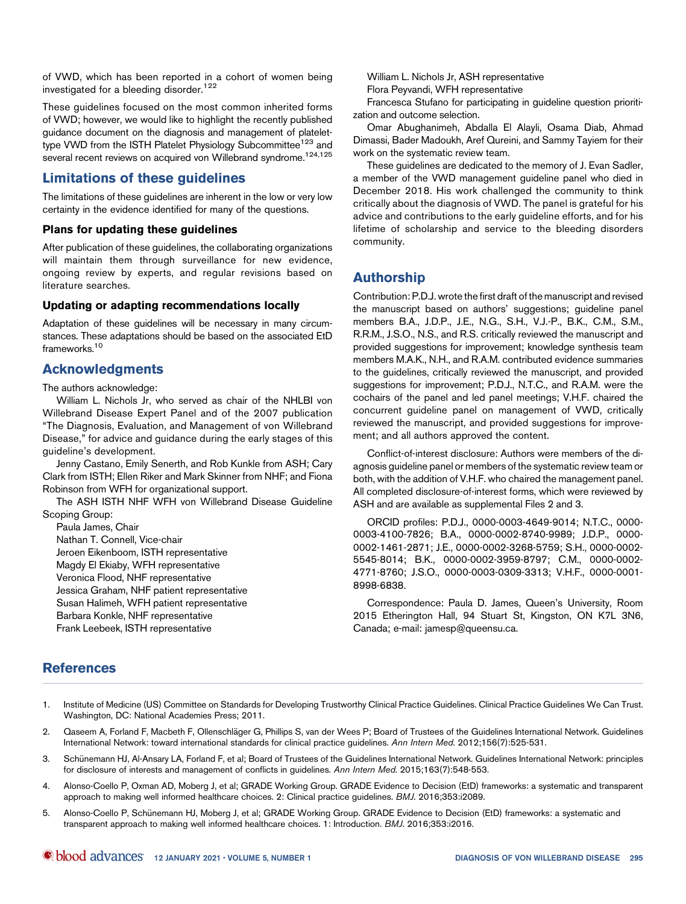of VWD, which has been reported in a cohort of women being investigated for a bleeding disorder.[122]

These guidelines focused on the most common inherited forms of VWD; however, we would like to highlight the recently published guidance document on the diagnosis and management of platelet-type VWD from the ISTH Platelet Physiology Subcommittee[123] and several recent reviews on acquired von Willebrand syndrome.[124,125]

## Limitations of these guidelines

The limitations of these guidelines are inherent in the low or very low certainty in the evidence identified for many of the questions.

### Plans for updating these guidelines

After publication of these guidelines, the collaborating organizations will maintain them through surveillance for new evidence, ongoing review by experts, and regular revisions based on literature searches.

### Updating or adapting recommendations locally

Adaptation of these guidelines will be necessary in many circumstances. These adaptations should be based on the associated EtD frameworks.[10]

## Acknowledgments

The authors acknowledge:

William L. Nichols Jr, who served as chair of the NHLBI von Willebrand Disease Expert Panel and of the 2007 publication "The Diagnosis, Evaluation, and Management of von Willebrand Disease," for advice and guidance during the early stages of this guideline's development.

Jenny Castano, Emily Senerth, and Rob Kunkle from ASH; Cary Clark from ISTH; Ellen Riker and Mark Skinner from NHF; and Fiona Robinson from WFH for organizational support.

The ASH ISTH NHF WFH von Willebrand Disease Guideline Scoping Group:

Paula James, Chair
Nathan T. Connell, Vice-chair
Jeroen Eikenboom, ISTH representative
Magdy El Ekiaby, WFH representative
Veronica Flood, NHF representative
Jessica Graham, NHF patient representative
Susan Halimeh, WFH patient representative
Barbara Konkle, NHF representative
Frank Leebeek, ISTH representative
William L. Nichols Jr, ASH representative
Flora Peyvandi, WFH representative

Francesca Stufano for participating in guideline question prioritization and outcome selection.

Omar Abughanimeh, Abdalla El Alayli, Osama Diab, Ahmad Dimassi, Bader Madoukh, Aref Qureini, and Sammy Tayiem for their work on the systematic review team.

These guidelines are dedicated to the memory of J. Evan Sadler, a member of the VWD management guideline panel who died in December 2018. His work challenged the community to think critically about the diagnosis of VWD. The panel is grateful for his advice and contributions to the early guideline efforts, and for his lifetime of scholarship and service to the bleeding disorders community.

## Authorship

Contribution: P.D.J. wrote the first draft of the manuscript and revised the manuscript based on authors' suggestions; guideline panel members B.A., J.D.P., J.E., N.G., S.H., V.J.-P., B.K., C.M., S.M., R.R.M., J.S.O., N.S., and R.S. critically reviewed the manuscript and provided suggestions for improvement; knowledge synthesis team members M.A.K., N.H., and R.A.M. contributed evidence summaries to the guidelines, critically reviewed the manuscript, and provided suggestions for improvement; P.D.J., N.T.C., and R.A.M. were the cochairs of the panel and led panel meetings; V.H.F. chaired the concurrent guideline panel on management of VWD, critically reviewed the manuscript, and provided suggestions for improvement; and all authors approved the content.

Conflict-of-interest disclosure: Authors were members of the diagnosis guideline panel or members of the systematic review team or both, with the addition of V.H.F. who chaired the management panel. All completed disclosure-of-interest forms, which were reviewed by ASH and are available as supplemental Files 2 and 3.

ORCID profiles: P.D.J., 0000-0003-4649-9014; N.T.C., 0000-0003-4100-7826; B.A., 0000-0002-8740-9989; J.D.P., 0000-0002-1461-2871; J.E., 0000-0002-3268-5759; S.H., 0000-0002-5545-8014; B.K., 0000-0002-3959-8797; C.M., 0000-0002-4771-8760; J.S.O., 0000-0003-0309-3313; V.H.F., 0000-0001-8998-6838.

Correspondence: Paula D. James, Queen's University, Room 2015 Etherington Hall, 94 Stuart St, Kingston, ON K7L 3N6, Canada; e-mail: jamesp@queensu.ca.

## References

1. Institute of Medicine (US) Committee on Standards for Developing Trustworthy Clinical Practice Guidelines. Clinical Practice Guidelines We Can Trust. Washington, DC: National Academies Press; 2011.
2. Qaseem A, Forland F, Macbeth F, Ollenschläger G, Phillips S, van der Wees P; Board of Trustees of the Guidelines International Network. Guidelines International Network: toward international standards for clinical practice guidelines. *Ann Intern Med.* 2012;156(7):525-531.
3. Schünemann HJ, Al-Ansary LA, Forland F, et al; Board of Trustees of the Guidelines International Network. Guidelines International Network: principles for disclosure of interests and management of conflicts in guidelines. *Ann Intern Med.* 2015;163(7):548-553.
4. Alonso-Coello P, Oxman AD, Moberg J, et al; GRADE Working Group. GRADE Evidence to Decision (EtD) frameworks: a systematic and transparent approach to making well informed healthcare choices. 2: Clinical practice guidelines. *BMJ.* 2016;353:i2089.
5. Alonso-Coello P, Schünemann HJ, Moberg J, et al; GRADE Working Group. GRADE Evidence to Decision (EtD) frameworks: a systematic and transparent approach to making well informed healthcare choices. 1: Introduction. *BMJ.* 2016;353:i2016.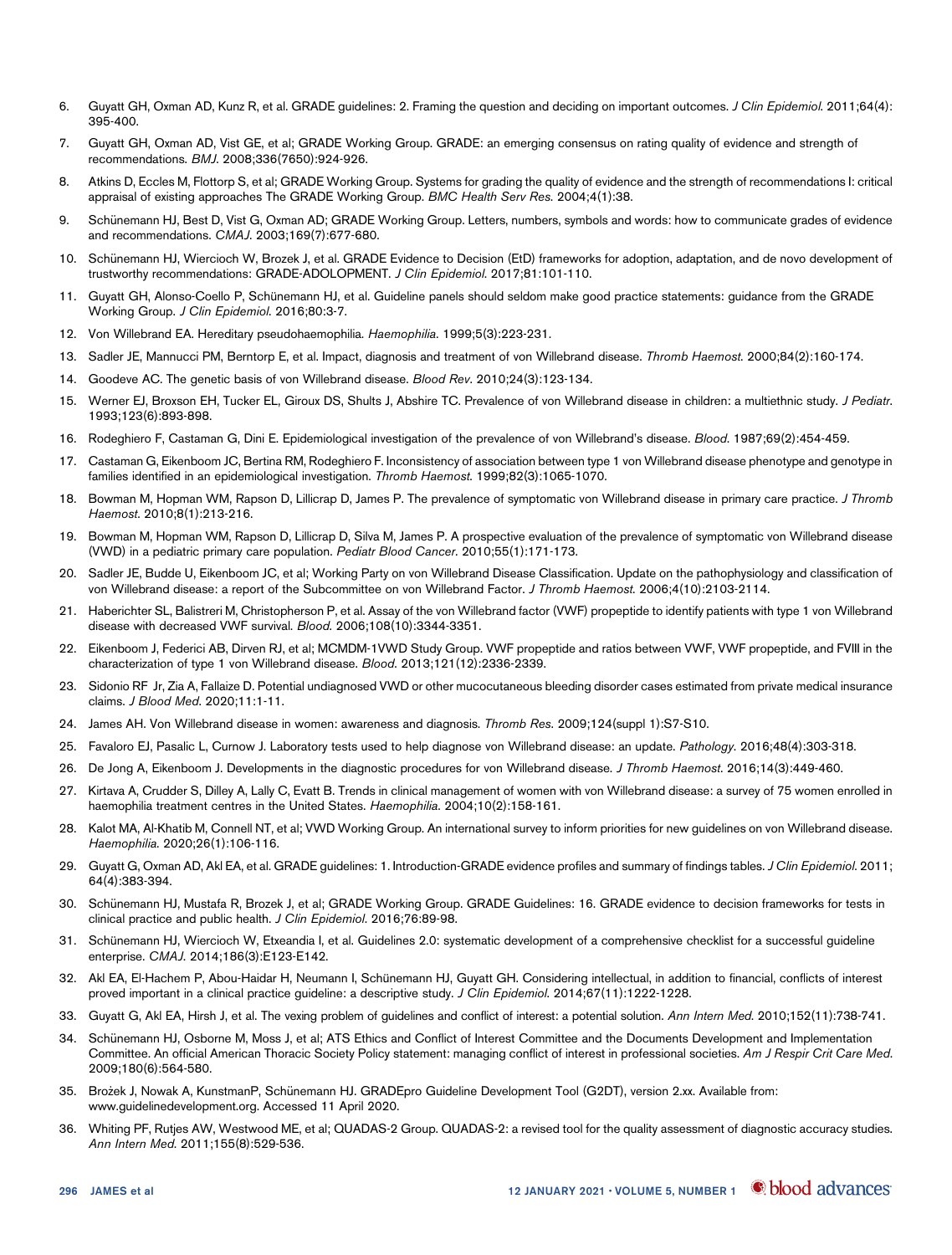6. Guyatt GH, Oxman AD, Kunz R, et al. GRADE guidelines: 2. Framing the question and deciding on important outcomes. *J Clin Epidemiol.* 2011;64(4):395-400.
7. Guyatt GH, Oxman AD, Vist GE, et al; GRADE Working Group. GRADE: an emerging consensus on rating quality of evidence and strength of recommendations. *BMJ.* 2008;336(7650):924-926.
8. Atkins D, Eccles M, Flottorp S, et al; GRADE Working Group. Systems for grading the quality of evidence and the strength of recommendations I: critical appraisal of existing approaches The GRADE Working Group. *BMC Health Serv Res.* 2004;4(1):38.
9. Schünemann HJ, Best D, Vist G, Oxman AD; GRADE Working Group. Letters, numbers, symbols and words: how to communicate grades of evidence and recommendations. *CMAJ.* 2003;169(7):677-680.
10. Schünemann HJ, Wiercioch W, Brozek J, et al. GRADE Evidence to Decision (EtD) frameworks for adoption, adaptation, and de novo development of trustworthy recommendations: GRADE-ADOLOPMENT. *J Clin Epidemiol.* 2017;81:101-110.
11. Guyatt GH, Alonso-Coello P, Schünemann HJ, et al. Guideline panels should seldom make good practice statements: guidance from the GRADE Working Group. *J Clin Epidemiol.* 2016;80:3-7.
12. Von Willebrand EA. Hereditary pseudohaemophilia. *Haemophilia.* 1999;5(3):223-231.
13. Sadler JE, Mannucci PM, Berntorp E, et al. Impact, diagnosis and treatment of von Willebrand disease. *Thromb Haemost.* 2000;84(2):160-174.
14. Goodeve AC. The genetic basis of von Willebrand disease. *Blood Rev.* 2010;24(3):123-134.
15. Werner EJ, Broxson EH, Tucker EL, Giroux DS, Shults J, Abshire TC. Prevalence of von Willebrand disease in children: a multiethnic study. *J Pediatr.* 1993;123(6):893-898.
16. Rodeghiero F, Castaman G, Dini E. Epidemiological investigation of the prevalence of von Willebrand's disease. *Blood.* 1987;69(2):454-459.
17. Castaman G, Eikenboom JC, Bertina RM, Rodeghiero F. Inconsistency of association between type 1 von Willebrand disease phenotype and genotype in families identified in an epidemiological investigation. *Thromb Haemost.* 1999;82(3):1065-1070.
18. Bowman M, Hopman WM, Rapson D, Lillicrap D, James P. The prevalence of symptomatic von Willebrand disease in primary care practice. *J Thromb Haemost.* 2010;8(1):213-216.
19. Bowman M, Hopman WM, Rapson D, Lillicrap D, Silva M, James P. A prospective evaluation of the prevalence of symptomatic von Willebrand disease (VWD) in a pediatric primary care population. *Pediatr Blood Cancer.* 2010;55(1):171-173.
20. Sadler JE, Budde U, Eikenboom JC, et al; Working Party on von Willebrand Disease Classification. Update on the pathophysiology and classification of von Willebrand disease: a report of the Subcommittee on von Willebrand Factor. *J Thromb Haemost.* 2006;4(10):2103-2114.
21. Haberichter SL, Balistreri M, Christopherson P, et al. Assay of the von Willebrand factor (VWF) propeptide to identify patients with type 1 von Willebrand disease with decreased VWF survival. *Blood.* 2006;108(10):3344-3351.
22. Eikenboom J, Federici AB, Dirven RJ, et al; MCMDM-1VWD Study Group. VWF propeptide and ratios between VWF, VWF propeptide, and FVIII in the characterization of type 1 von Willebrand disease. *Blood.* 2013;121(12):2336-2339.
23. Sidonio RF Jr, Zia A, Fallaize D. Potential undiagnosed VWD or other mucocutaneous bleeding disorder cases estimated from private medical insurance claims. *J Blood Med.* 2020;11:1-11.
24. James AH. Von Willebrand disease in women: awareness and diagnosis. *Thromb Res.* 2009;124(suppl 1):S7-S10.
25. Favaloro EJ, Pasalic L, Curnow J. Laboratory tests used to help diagnose von Willebrand disease: an update. *Pathology.* 2016;48(4):303-318.
26. De Jong A, Eikenboom J. Developments in the diagnostic procedures for von Willebrand disease. *J Thromb Haemost.* 2016;14(3):449-460.
27. Kirtava A, Crudder S, Dilley A, Lally C, Evatt B. Trends in clinical management of women with von Willebrand disease: a survey of 75 women enrolled in haemophilia treatment centres in the United States. *Haemophilia.* 2004;10(2):158-161.
28. Kalot MA, Al-Khatib M, Connell NT, et al; VWD Working Group. An international survey to inform priorities for new guidelines on von Willebrand disease. *Haemophilia.* 2020;26(1):106-116.
29. Guyatt G, Oxman AD, Akl EA, et al. GRADE guidelines: 1. Introduction-GRADE evidence profiles and summary of findings tables. *J Clin Epidemiol.* 2011;64(4):383-394.
30. Schünemann HJ, Mustafa R, Brozek J, et al; GRADE Working Group. GRADE Guidelines: 16. GRADE evidence to decision frameworks for tests in clinical practice and public health. *J Clin Epidemiol.* 2016;76:89-98.
31. Schünemann HJ, Wiercioch W, Etxeandia I, et al. Guidelines 2.0: systematic development of a comprehensive checklist for a successful guideline enterprise. *CMAJ.* 2014;186(3):E123-E142.
32. Akl EA, El-Hachem P, Abou-Haidar H, Neumann I, Schünemann HJ, Guyatt GH. Considering intellectual, in addition to financial, conflicts of interest proved important in a clinical practice guideline: a descriptive study. *J Clin Epidemiol.* 2014;67(11):1222-1228.
33. Guyatt G, Akl EA, Hirsh J, et al. The vexing problem of guidelines and conflict of interest: a potential solution. *Ann Intern Med.* 2010;152(11):738-741.
34. Schünemann HJ, Osborne M, Moss J, et al; ATS Ethics and Conflict of Interest Committee and the Documents Development and Implementation Committee. An official American Thoracic Society Policy statement: managing conflict of interest in professional societies. *Am J Respir Crit Care Med.* 2009;180(6):564-580.
35. Brożek J, Nowak A, KunstmanP, Schünemann HJ. GRADEpro Guideline Development Tool (G2DT), version 2.xx. Available from: www.guidelinedevelopment.org. Accessed 11 April 2020.
36. Whiting PF, Rutjes AW, Westwood ME, et al; QUADAS-2 Group. QUADAS-2: a revised tool for the quality assessment of diagnostic accuracy studies. *Ann Intern Med.* 2011;155(8):529-536.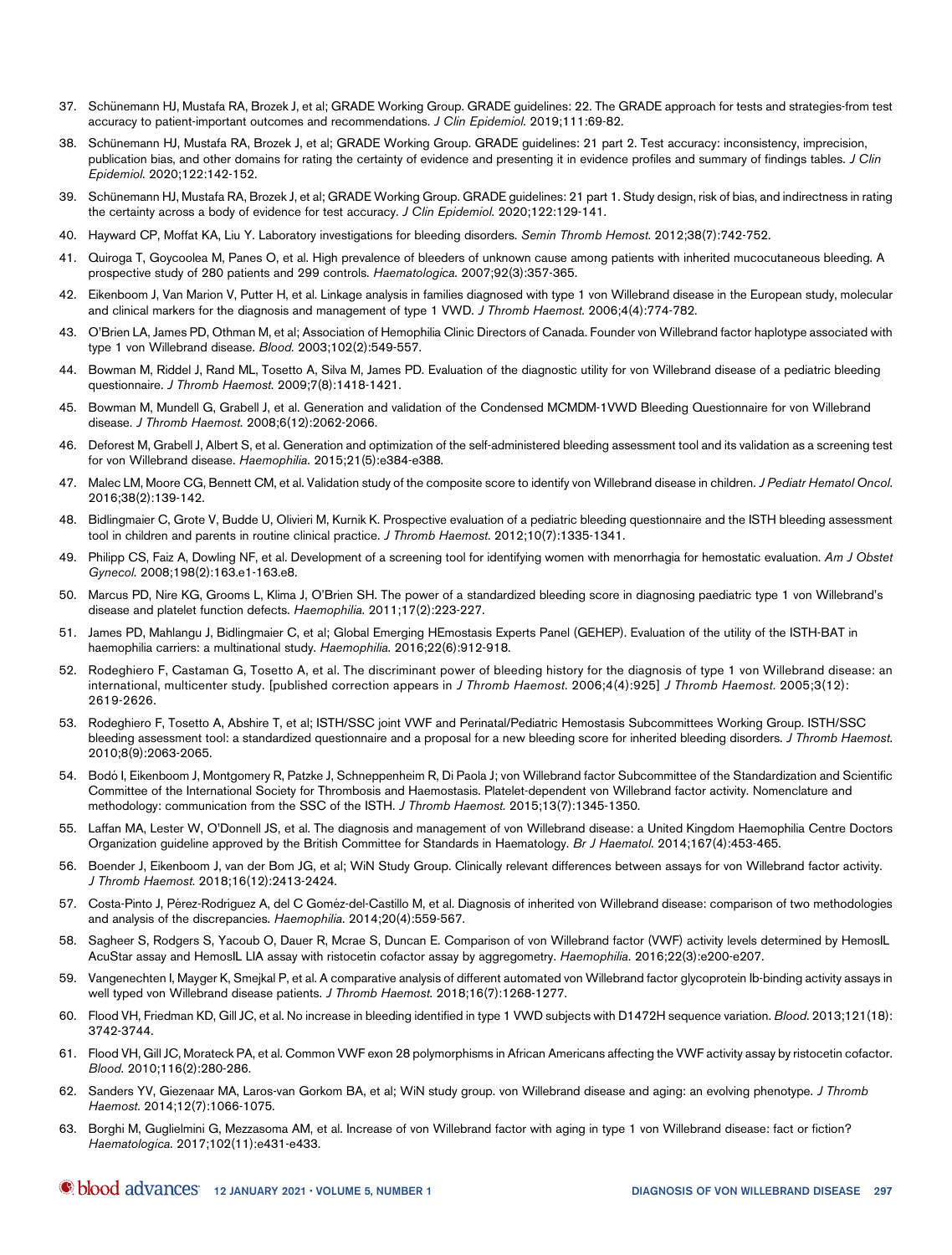37. Schünemann HJ, Mustafa RA, Brozek J, et al; GRADE Working Group. GRADE guidelines: 22. The GRADE approach for tests and strategies-from test accuracy to patient-important outcomes and recommendations. *J Clin Epidemiol.* 2019;111:69-82.

38. Schünemann HJ, Mustafa RA, Brozek J, et al; GRADE Working Group. GRADE guidelines: 21 part 2. Test accuracy: inconsistency, imprecision, publication bias, and other domains for rating the certainty of evidence and presenting it in evidence profiles and summary of findings tables. *J Clin Epidemiol.* 2020;122:142-152.

39. Schünemann HJ, Mustafa RA, Brozek J, et al; GRADE Working Group. GRADE guidelines: 21 part 1. Study design, risk of bias, and indirectness in rating the certainty across a body of evidence for test accuracy. *J Clin Epidemiol.* 2020;122:129-141.

40. Hayward CP, Moffat KA, Liu Y. Laboratory investigations for bleeding disorders. *Semin Thromb Hemost.* 2012;38(7):742-752.

41. Quiroga T, Goycoolea M, Panes O, et al. High prevalence of bleeders of unknown cause among patients with inherited mucocutaneous bleeding. A prospective study of 280 patients and 299 controls. *Haematologica.* 2007;92(3):357-365.

42. Eikenboom J, Van Marion V, Putter H, et al. Linkage analysis in families diagnosed with type 1 von Willebrand disease in the European study, molecular and clinical markers for the diagnosis and management of type 1 VWD. *J Thromb Haemost.* 2006;4(4):774-782.

43. O'Brien LA, James PD, Othman M, et al; Association of Hemophilia Clinic Directors of Canada. Founder von Willebrand factor haplotype associated with type 1 von Willebrand disease. *Blood.* 2003;102(2):549-557.

44. Bowman M, Riddel J, Rand ML, Tosetto A, Silva M, James PD. Evaluation of the diagnostic utility for von Willebrand disease of a pediatric bleeding questionnaire. *J Thromb Haemost.* 2009;7(8):1418-1421.

45. Bowman M, Mundell G, Grabell J, et al. Generation and validation of the Condensed MCMDM-1VWD Bleeding Questionnaire for von Willebrand disease. *J Thromb Haemost.* 2008;6(12):2062-2066.

46. Deforest M, Grabell J, Albert S, et al. Generation and optimization of the self-administered bleeding assessment tool and its validation as a screening test for von Willebrand disease. *Haemophilia.* 2015;21(5):e384-e388.

47. Malec LM, Moore CG, Bennett CM, et al. Validation study of the composite score to identify von Willebrand disease in children. *J Pediatr Hematol Oncol.* 2016;38(2):139-142.

48. Bidlingmaier C, Grote V, Budde U, Olivieri M, Kurnik K. Prospective evaluation of a pediatric bleeding questionnaire and the ISTH bleeding assessment tool in children and parents in routine clinical practice. *J Thromb Haemost.* 2012;10(7):1335-1341.

49. Philipp CS, Faiz A, Dowling NF, et al. Development of a screening tool for identifying women with menorrhagia for hemostatic evaluation. *Am J Obstet Gynecol.* 2008;198(2):163.e1-163.e8.

50. Marcus PD, Nire KG, Grooms L, Klima J, O'Brien SH. The power of a standardized bleeding score in diagnosing paediatric type 1 von Willebrand's disease and platelet function defects. *Haemophilia.* 2011;17(2):223-227.

51. James PD, Mahlangu J, Bidlingmaier C, et al; Global Emerging HEmostasis Experts Panel (GEHEP). Evaluation of the utility of the ISTH-BAT in haemophilia carriers: a multinational study. *Haemophilia.* 2016;22(6):912-918.

52. Rodeghiero F, Castaman G, Tosetto A, et al. The discriminant power of bleeding history for the diagnosis of type 1 von Willebrand disease: an international, multicenter study. [published correction appears in *J Thromb Haemost.* 2006;4(4):925] *J Thromb Haemost.* 2005;3(12): 2619-2626.

53. Rodeghiero F, Tosetto A, Abshire T, et al; ISTH/SSC joint VWF and Perinatal/Pediatric Hemostasis Subcommittees Working Group. ISTH/SSC bleeding assessment tool: a standardized questionnaire and a proposal for a new bleeding score for inherited bleeding disorders. *J Thromb Haemost.* 2010;8(9):2063-2065.

54. Bodó I, Eikenboom J, Montgomery R, Patzke J, Schneppenheim R, Di Paola J; von Willebrand factor Subcommittee of the Standardization and Scientific Committee of the International Society for Thrombosis and Haemostasis. Platelet-dependent von Willebrand factor activity. Nomenclature and methodology: communication from the SSC of the ISTH. *J Thromb Haemost.* 2015;13(7):1345-1350.

55. Laffan MA, Lester W, O'Donnell JS, et al. The diagnosis and management of von Willebrand disease: a United Kingdom Haemophilia Centre Doctors Organization guideline approved by the British Committee for Standards in Haematology. *Br J Haematol.* 2014;167(4):453-465.

56. Boender J, Eikenboom J, van der Bom JG, et al; WiN Study Group. Clinically relevant differences between assays for von Willebrand factor activity. *J Thromb Haemost.* 2018;16(12):2413-2424.

57. Costa-Pinto J, Pérez-Rodríguez A, del C Goméz-del-Castillo M, et al. Diagnosis of inherited von Willebrand disease: comparison of two methodologies and analysis of the discrepancies. *Haemophilia.* 2014;20(4):559-567.

58. Sagheer S, Rodgers S, Yacoub O, Dauer R, Mcrae S, Duncan E. Comparison of von Willebrand factor (VWF) activity levels determined by HemosIL AcuStar assay and HemosIL LIA assay with ristocetin cofactor assay by aggregometry. *Haemophilia.* 2016;22(3):e200-e207.

59. Vangenechten I, Mayger K, Smejkal P, et al. A comparative analysis of different automated von Willebrand factor glycoprotein Ib-binding activity assays in well typed von Willebrand disease patients. *J Thromb Haemost.* 2018;16(7):1268-1277.

60. Flood VH, Friedman KD, Gill JC, et al. No increase in bleeding identified in type 1 VWD subjects with D1472H sequence variation. *Blood.* 2013;121(18): 3742-3744.

61. Flood VH, Gill JC, Morateck PA, et al. Common VWF exon 28 polymorphisms in African Americans affecting the VWF activity assay by ristocetin cofactor. *Blood.* 2010;116(2):280-286.

62. Sanders YV, Giezenaar MA, Laros-van Gorkom BA, et al; WiN study group. von Willebrand disease and aging: an evolving phenotype. *J Thromb Haemost.* 2014;12(7):1066-1075.

63. Borghi M, Guglielmini G, Mezzasoma AM, et al. Increase of von Willebrand factor with aging in type 1 von Willebrand disease: fact or fiction? *Haematologica.* 2017;102(11):e431-e433.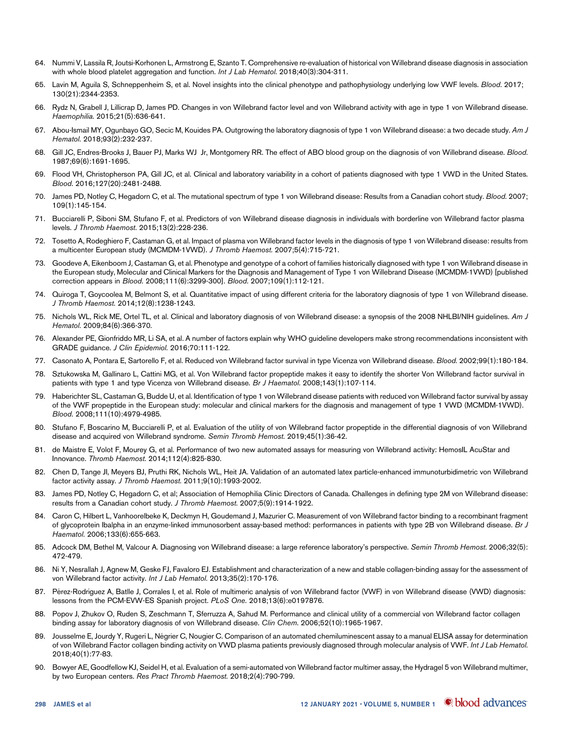64. Nummi V, Lassila R, Joutsi-Korhonen L, Armstrong E, Szanto T. Comprehensive re-evaluation of historical von Willebrand disease diagnosis in association with whole blood platelet aggregation and function. *Int J Lab Hematol*. 2018;40(3):304-311.
65. Lavin M, Aguila S, Schneppenheim S, et al. Novel insights into the clinical phenotype and pathophysiology underlying low VWF levels. *Blood*. 2017;130(21):2344-2353.
66. Rydz N, Grabell J, Lillicrap D, James PD. Changes in von Willebrand factor level and von Willebrand activity with age in type 1 von Willebrand disease. *Haemophilia*. 2015;21(5):636-641.
67. Abou-Ismail MY, Ogunbayo GO, Secic M, Kouides PA. Outgrowing the laboratory diagnosis of type 1 von Willebrand disease: a two decade study. *Am J Hematol*. 2018;93(2):232-237.
68. Gill JC, Endres-Brooks J, Bauer PJ, Marks WJ Jr, Montgomery RR. The effect of ABO blood group on the diagnosis of von Willebrand disease. *Blood*. 1987;69(6):1691-1695.
69. Flood VH, Christopherson PA, Gill JC, et al. Clinical and laboratory variability in a cohort of patients diagnosed with type 1 VWD in the United States. *Blood*. 2016;127(20):2481-2488.
70. James PD, Notley C, Hegadorn C, et al. The mutational spectrum of type 1 von Willebrand disease: Results from a Canadian cohort study. *Blood*. 2007;109(1):145-154.
71. Bucciarelli P, Siboni SM, Stufano F, et al. Predictors of von Willebrand disease diagnosis in individuals with borderline von Willebrand factor plasma levels. *J Thromb Haemost*. 2015;13(2):228-236.
72. Tosetto A, Rodeghiero F, Castaman G, et al. Impact of plasma von Willebrand factor levels in the diagnosis of type 1 von Willebrand disease: results from a multicenter European study (MCMDM-1VWD). *J Thromb Haemost*. 2007;5(4):715-721.
73. Goodeve A, Eikenboom J, Castaman G, et al. Phenotype and genotype of a cohort of families historically diagnosed with type 1 von Willebrand disease in the European study, Molecular and Clinical Markers for the Diagnosis and Management of Type 1 von Willebrand Disease (MCMDM-1VWD) [published correction appears in *Blood*. 2008;111(6):3299-300]. *Blood*. 2007;109(1):112-121.
74. Quiroga T, Goycoolea M, Belmont S, et al. Quantitative impact of using different criteria for the laboratory diagnosis of type 1 von Willebrand disease. *J Thromb Haemost*. 2014;12(8):1238-1243.
75. Nichols WL, Rick ME, Ortel TL, et al. Clinical and laboratory diagnosis of von Willebrand disease: a synopsis of the 2008 NHLBI/NIH guidelines. *Am J Hematol*. 2009;84(6):366-370.
76. Alexander PE, Gionfriddo MR, Li SA, et al. A number of factors explain why WHO guideline developers make strong recommendations inconsistent with GRADE guidance. *J Clin Epidemiol*. 2016;70:111-122.
77. Casonato A, Pontara E, Sartorello F, et al. Reduced von Willebrand factor survival in type Vicenza von Willebrand disease. *Blood*. 2002;99(1):180-184.
78. Sztukowska M, Gallinaro L, Cattini MG, et al. Von Willebrand factor propeptide makes it easy to identify the shorter Von Willebrand factor survival in patients with type 1 and type Vicenza von Willebrand disease. *Br J Haematol*. 2008;143(1):107-114.
79. Haberichter SL, Castaman G, Budde U, et al. Identification of type 1 von Willebrand disease patients with reduced von Willebrand factor survival by assay of the VWF propeptide in the European study: molecular and clinical markers for the diagnosis and management of type 1 VWD (MCMDM-1VWD). *Blood*. 2008;111(10):4979-4985.
80. Stufano F, Boscarino M, Bucciarelli P, et al. Evaluation of the utility of von Willebrand factor propeptide in the differential diagnosis of von Willebrand disease and acquired von Willebrand syndrome. *Semin Thromb Hemost*. 2019;45(1):36-42.
81. de Maistre E, Volot F, Mourey G, et al. Performance of two new automated assays for measuring von Willebrand activity: HemosIL AcuStar and Innovance. *Thromb Haemost*. 2014;112(4):825-830.
82. Chen D, Tange JI, Meyers BJ, Pruthi RK, Nichols WL, Heit JA. Validation of an automated latex particle-enhanced immunoturbidimetric von Willebrand factor activity assay. *J Thromb Haemost*. 2011;9(10):1993-2002.
83. James PD, Notley C, Hegadorn C, et al; Association of Hemophilia Clinic Directors of Canada. Challenges in defining type 2M von Willebrand disease: results from a Canadian cohort study. *J Thromb Haemost*. 2007;5(9):1914-1922.
84. Caron C, Hilbert L, Vanhoorelbeke K, Deckmyn H, Goudemand J, Mazurier C. Measurement of von Willebrand factor binding to a recombinant fragment of glycoprotein Ibalpha in an enzyme-linked immunosorbent assay-based method: performances in patients with type 2B von Willebrand disease. *Br J Haematol*. 2006;133(6):655-663.
85. Adcock DM, Bethel M, Valcour A. Diagnosing von Willebrand disease: a large reference laboratory's perspective. *Semin Thromb Hemost*. 2006;32(5):472-479.
86. Ni Y, Nesrallah J, Agnew M, Geske FJ, Favaloro EJ. Establishment and characterization of a new and stable collagen-binding assay for the assessment of von Willebrand factor activity. *Int J Lab Hematol*. 2013;35(2):170-176.
87. Pérez-Rodriguez A, Batlle J, Corrales I, et al. Role of multimeric analysis of von Willebrand factor (VWF) in von Willebrand disease (VWD) diagnosis: lessons from the PCM-EVW-ES Spanish project. *PLoS One*. 2018;13(6):e0197876.
88. Popov J, Zhukov O, Ruden S, Zeschmann T, Sferruzza A, Sahud M. Performance and clinical utility of a commercial von Willebrand factor collagen binding assay for laboratory diagnosis of von Willebrand disease. *Clin Chem*. 2006;52(10):1965-1967.
89. Jousselme E, Jourdy Y, Rugeri L, Négrier C, Nougier C. Comparison of an automated chemiluminescent assay to a manual ELISA assay for determination of von Willebrand Factor collagen binding activity on VWD plasma patients previously diagnosed through molecular analysis of VWF. *Int J Lab Hematol*. 2018;40(1):77-83.
90. Bowyer AE, Goodfellow KJ, Seidel H, et al. Evaluation of a semi-automated von Willebrand factor multimer assay, the Hydragel 5 von Willebrand multimer, by two European centers. *Res Pract Thromb Haemost*. 2018;2(4):790-799.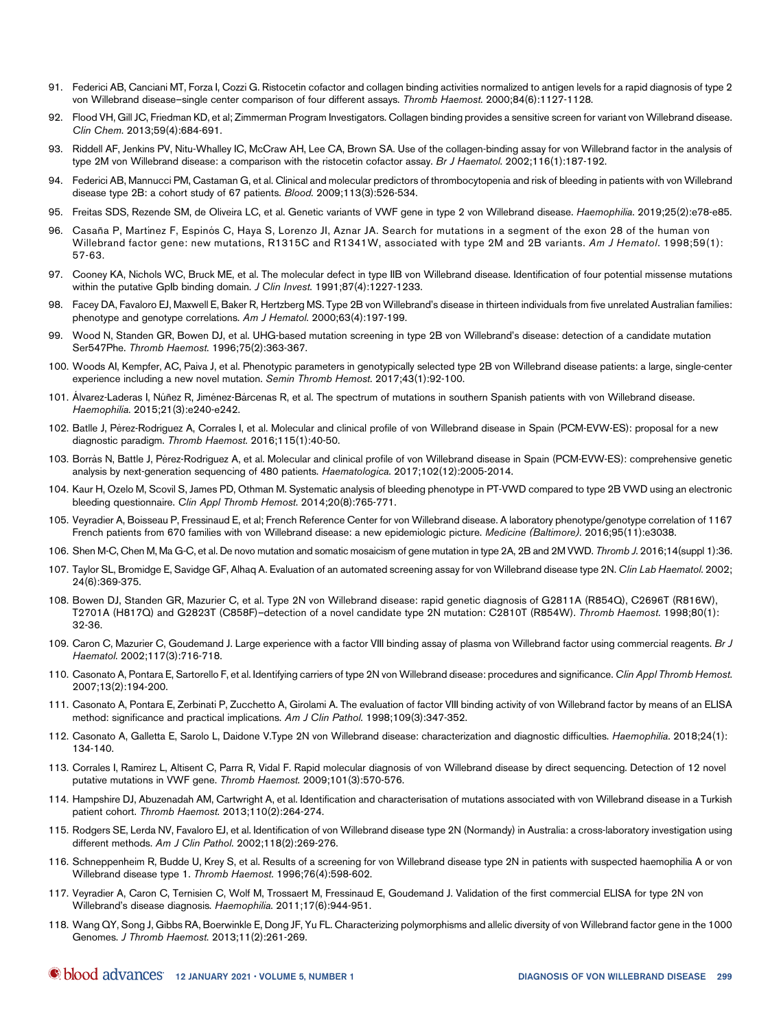91. Federici AB, Canciani MT, Forza I, Cozzi G. Ristocetin cofactor and collagen binding activities normalized to antigen levels for a rapid diagnosis of type 2 von Willebrand disease–single center comparison of four different assays. *Thromb Haemost.* 2000;84(6):1127-1128.

92. Flood VH, Gill JC, Friedman KD, et al; Zimmerman Program Investigators. Collagen binding provides a sensitive screen for variant von Willebrand disease. *Clin Chem.* 2013;59(4):684-691.

93. Riddell AF, Jenkins PV, Nitu-Whalley IC, McCraw AH, Lee CA, Brown SA. Use of the collagen-binding assay for von Willebrand factor in the analysis of type 2M von Willebrand disease: a comparison with the ristocetin cofactor assay. *Br J Haematol.* 2002;116(1):187-192.

94. Federici AB, Mannucci PM, Castaman G, et al. Clinical and molecular predictors of thrombocytopenia and risk of bleeding in patients with von Willebrand disease type 2B: a cohort study of 67 patients. *Blood.* 2009;113(3):526-534.

95. Freitas SDS, Rezende SM, de Oliveira LC, et al. Genetic variants of VWF gene in type 2 von Willebrand disease. *Haemophilia.* 2019;25(2):e78-e85.

96. Casaña P, Martínez F, Espinós C, Haya S, Lorenzo JI, Aznar JA. Search for mutations in a segment of the exon 28 of the human von Willebrand factor gene: new mutations, R1315C and R1341W, associated with type 2M and 2B variants. *Am J Hematol.* 1998;59(1):57-63.

97. Cooney KA, Nichols WC, Bruck ME, et al. The molecular defect in type IIB von Willebrand disease. Identification of four potential missense mutations within the putative GpIb binding domain. *J Clin Invest.* 1991;87(4):1227-1233.

98. Facey DA, Favaloro EJ, Maxwell E, Baker R, Hertzberg MS. Type 2B von Willebrand's disease in thirteen individuals from five unrelated Australian families: phenotype and genotype correlations. *Am J Hematol.* 2000;63(4):197-199.

99. Wood N, Standen GR, Bowen DJ, et al. UHG-based mutation screening in type 2B von Willebrand's disease: detection of a candidate mutation Ser547Phe. *Thromb Haemost.* 1996;75(2):363-367.

100. Woods AI, Kempfer, AC, Paiva J, et al. Phenotypic parameters in genotypically selected type 2B von Willebrand disease patients: a large, single-center experience including a new novel mutation. *Semin Thromb Hemost.* 2017;43(1):92-100.

101. Álvarez-Laderas I, Núñez R, Jiménez-Bárcenas R, et al. The spectrum of mutations in southern Spanish patients with von Willebrand disease. *Haemophilia.* 2015;21(3):e240-e242.

102. Batlle J, Pérez-Rodríguez A, Corrales I, et al. Molecular and clinical profile of von Willebrand disease in Spain (PCM-EVW-ES): proposal for a new diagnostic paradigm. *Thromb Haemost.* 2016;115(1):40-50.

103. Borràs N, Battle J, Pérez-Rodriguez A, et al. Molecular and clinical profile of von Willebrand disease in Spain (PCM-EVW-ES): comprehensive genetic analysis by next-generation sequencing of 480 patients. *Haematologica.* 2017;102(12):2005-2014.

104. Kaur H, Ozelo M, Scovil S, James PD, Othman M. Systematic analysis of bleeding phenotype in PT-VWD compared to type 2B VWD using an electronic bleeding questionnaire. *Clin Appl Thromb Hemost.* 2014;20(8):765-771.

105. Veyradier A, Boisseau P, Fressinaud E, et al; French Reference Center for von Willebrand disease. A laboratory phenotype/genotype correlation of 1167 French patients from 670 families with von Willebrand disease: a new epidemiologic picture. *Medicine (Baltimore).* 2016;95(11):e3038.

106. Shen M-C, Chen M, Ma G-C, et al. De novo mutation and somatic mosaicism of gene mutation in type 2A, 2B and 2M VWD. *Thromb J.* 2016;14(suppl 1):36.

107. Taylor SL, Bromidge E, Savidge GF, Alhaq A. Evaluation of an automated screening assay for von Willebrand disease type 2N. *Clin Lab Haematol.* 2002;24(6):369-375.

108. Bowen DJ, Standen GR, Mazurier C, et al. Type 2N von Willebrand disease: rapid genetic diagnosis of G2811A (R854Q), C2696T (R816W), T2701A (H817Q) and G2823T (C858F)–detection of a novel candidate type 2N mutation: C2810T (R854W). *Thromb Haemost.* 1998;80(1):32-36.

109. Caron C, Mazurier C, Goudemand J. Large experience with a factor VIII binding assay of plasma von Willebrand factor using commercial reagents. *Br J Haematol.* 2002;117(3):716-718.

110. Casonato A, Pontara E, Sartorello F, et al. Identifying carriers of type 2N von Willebrand disease: procedures and significance. *Clin Appl Thromb Hemost.* 2007;13(2):194-200.

111. Casonato A, Pontara E, Zerbinati P, Zucchetto A, Girolami A. The evaluation of factor VIII binding activity of von Willebrand factor by means of an ELISA method: significance and practical implications. *Am J Clin Pathol.* 1998;109(3):347-352.

112. Casonato A, Galletta E, Sarolo L, Daidone V.Type 2N von Willebrand disease: characterization and diagnostic difficulties. *Haemophilia.* 2018;24(1):134-140.

113. Corrales I, Ramirez L, Altisent C, Parra R, Vidal F. Rapid molecular diagnosis of von Willebrand disease by direct sequencing. Detection of 12 novel putative mutations in VWF gene. *Thromb Haemost.* 2009;101(3):570-576.

114. Hampshire DJ, Abuzenadah AM, Cartwright A, et al. Identification and characterisation of mutations associated with von Willebrand disease in a Turkish patient cohort. *Thromb Haemost.* 2013;110(2):264-274.

115. Rodgers SE, Lerda NV, Favaloro EJ, et al. Identification of von Willebrand disease type 2N (Normandy) in Australia: a cross-laboratory investigation using different methods. *Am J Clin Pathol.* 2002;118(2):269-276.

116. Schneppenheim R, Budde U, Krey S, et al. Results of a screening for von Willebrand disease type 2N in patients with suspected haemophilia A or von Willebrand disease type 1. *Thromb Haemost.* 1996;76(4):598-602.

117. Veyradier A, Caron C, Ternisien C, Wolf M, Trossaert M, Fressinaud E, Goudemand J. Validation of the first commercial ELISA for type 2N von Willebrand's disease diagnosis. *Haemophilia.* 2011;17(6):944-951.

118. Wang QY, Song J, Gibbs RA, Boerwinkle E, Dong JF, Yu FL. Characterizing polymorphisms and allelic diversity of von Willebrand factor gene in the 1000 Genomes. *J Thromb Haemost.* 2013;11(2):261-269.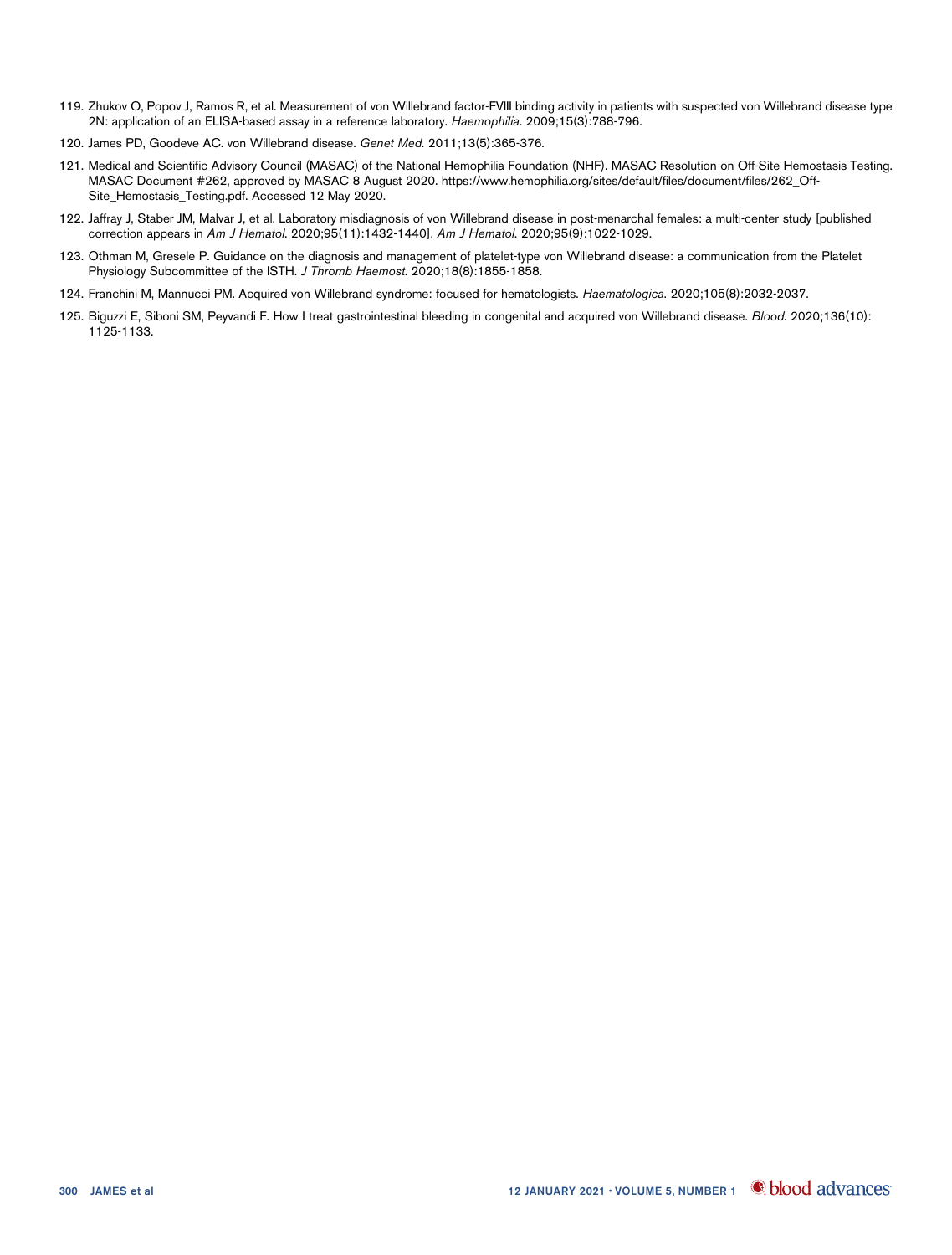119. Zhukov O, Popov J, Ramos R, et al. Measurement of von Willebrand factor-FVIII binding activity in patients with suspected von Willebrand disease type 2N: application of an ELISA-based assay in a reference laboratory. *Haemophilia*. 2009;15(3):788-796.

120. James PD, Goodeve AC. von Willebrand disease. *Genet Med*. 2011;13(5):365-376.

121. Medical and Scientific Advisory Council (MASAC) of the National Hemophilia Foundation (NHF). MASAC Resolution on Off-Site Hemostasis Testing. MASAC Document #262, approved by MASAC 8 August 2020. https://www.hemophilia.org/sites/default/files/document/files/262_Off-Site_Hemostasis_Testing.pdf. Accessed 12 May 2020.

122. Jaffray J, Staber JM, Malvar J, et al. Laboratory misdiagnosis of von Willebrand disease in post-menarchal females: a multi-center study [published correction appears in *Am J Hematol*. 2020;95(11):1432-1440]. *Am J Hematol*. 2020;95(9):1022-1029.

123. Othman M, Gresele P. Guidance on the diagnosis and management of platelet-type von Willebrand disease: a communication from the Platelet Physiology Subcommittee of the ISTH. *J Thromb Haemost*. 2020;18(8):1855-1858.

124. Franchini M, Mannucci PM. Acquired von Willebrand syndrome: focused for hematologists. *Haematologica*. 2020;105(8):2032-2037.

125. Biguzzi E, Siboni SM, Peyvandi F. How I treat gastrointestinal bleeding in congenital and acquired von Willebrand disease. *Blood*. 2020;136(10): 1125-1133.